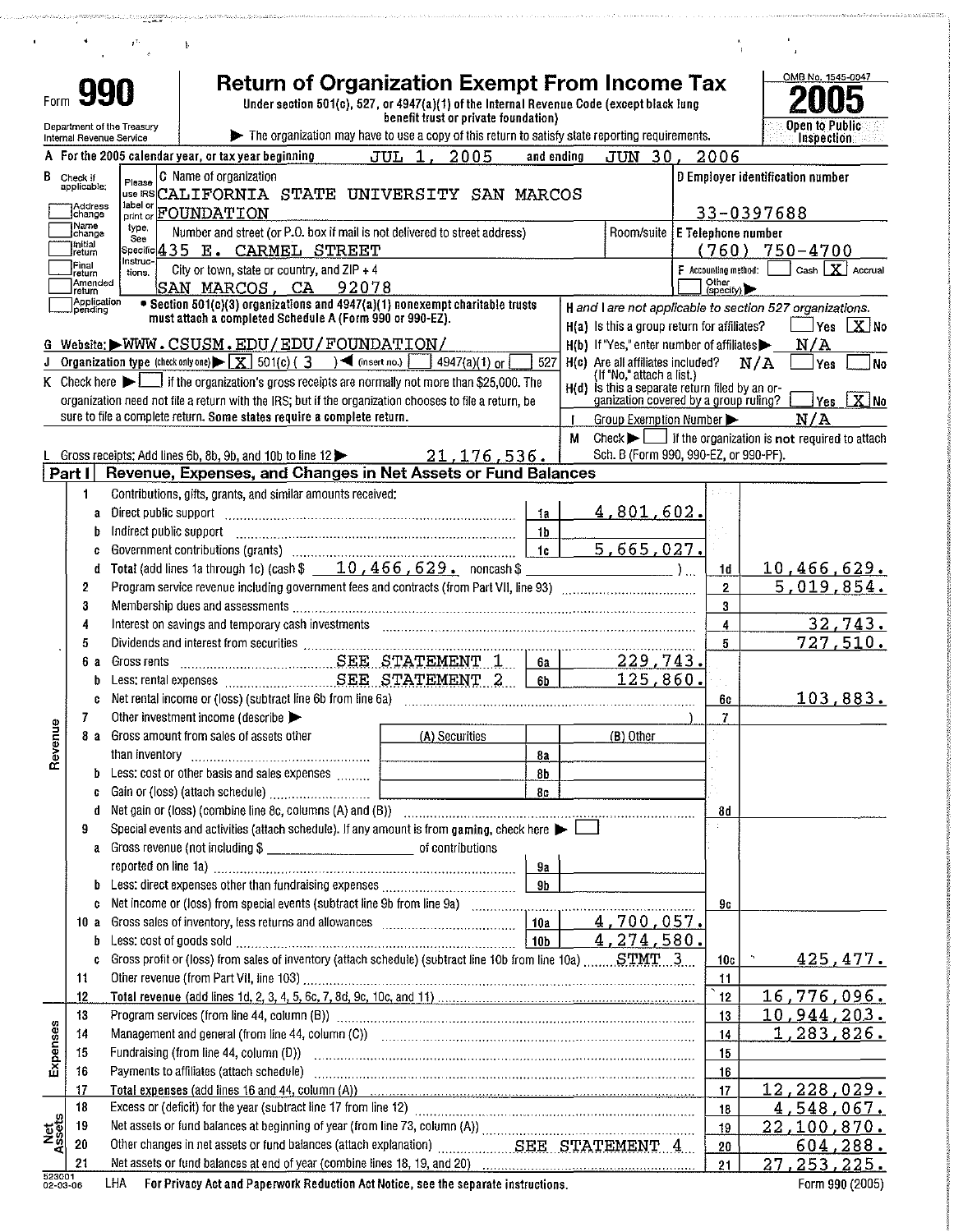Form **990**

Department of the Treasury
Internal Revenue Service

# Return of Organization Exempt From Income Tax

Under section 501(c), 527, or 4947(a)(1) of the Internal Revenue Code (except black lung benefit trust or private foundation)

▶ The organization may have to use a copy of this return to satisfy state reporting requirements.

OMB No. 1545-0047

**2005**

Open to Public Inspection

A For the 2005 calendar year, or tax year beginning JUL 1, 2005 and ending JUN 30, 2006

B Check if applicable:
- Address change
- Name change
- Initial return
- Final return
- Amended return
- Application pending

C Name of organization: CALIFORNIA STATE UNIVERSITY SAN MARCOS FOUNDATION

Number and street (or P.O. box if mail is not delivered to street address): 435 E. CARMEL STREET

City or town, state or country, and ZIP + 4: SAN MARCOS, CA 92078

D Employer identification number: 33-0397688

E Telephone number: (760) 750-4700

F Accounting method: [ ] Cash [X] Accrual [ ] Other (specify) ▶

• Section 501(c)(3) organizations and 4947(a)(1) nonexempt charitable trusts must attach a completed Schedule A (Form 990 or 990-EZ).

H and I are not applicable to section 527 organizations.

H(a) Is this a group return for affiliates? [ ] Yes [X] No

H(b) If "Yes," enter number of affiliates ▶ N/A

H(c) Are all affiliates included? N/A [ ] Yes [ ] No (If "No," attach a list.)

H(d) Is this a separate return filed by an organization covered by a group ruling? [ ] Yes [X] No

I Group Exemption Number ▶ N/A

G Website: ▶WWW.CSUSM.EDU/EDU/FOUNDATION/

J Organization type (check only one) ▶ [X] 501(c) ( 3 ) ◀ (insert no.) [ ] 4947(a)(1) or [ ] 527

K Check here ▶ [ ] if the organization's gross receipts are normally not more than $25,000. The organization need not file a return with the IRS; but if the organization chooses to file a return, be sure to file a complete return. Some states require a complete return.

M Check ▶ [ ] if the organization is **not** required to attach Sch. B (Form 990, 990-EZ, or 990-PF).

L Gross receipts: Add lines 6b, 8b, 9b, and 10b to line 12 ▶ 21,176,536.

## Part I Revenue, Expenses, and Changes in Net Assets or Fund Balances

### Revenue

| Line | Description | Ref | Amount | Line | Total |
|---|---|---|---|---|---|
| 1 | Contributions, gifts, grants, and similar amounts received: | | | | |
| a | Direct public support | 1a | 4,801,602. | | |
| b | Indirect public support | 1b | | | |
| c | Government contributions (grants) | 1c | 5,665,027. | | |
| d | Total (add lines 1a through 1c) (cash $ 10,466,629. noncash $ ) | | | 1d | 10,466,629. |
| 2 | Program service revenue including government fees and contracts (from Part VII, line 93) | | | 2 | 5,019,854. |
| 3 | Membership dues and assessments | | | 3 | |
| 4 | Interest on savings and temporary cash investments | | | 4 | 32,743. |
| 5 | Dividends and interest from securities | | | 5 | 727,510. |
| 6a | Gross rents SEE STATEMENT 1 | 6a | 229,743. | | |
| b | Less: rental expenses SEE STATEMENT 2 | 6b | 125,860. | | |
| c | Net rental income or (loss) (subtract line 6b from line 6a) | | | 6c | 103,883. |
| 7 | Other investment income (describe ▶ ) | | | 7 | |
| 8a | Gross amount from sales of assets other than inventory — (A) Securities / (B) Other | 8a | | | |
| b | Less: cost or other basis and sales expenses | 8b | | | |
| c | Gain or (loss) (attach schedule) | 8c | | | |
| d | Net gain or (loss) (combine line 8c, columns (A) and (B)) | | | 8d | |
| 9 | Special events and activities (attach schedule). If any amount is from gaming, check here ▶ [ ] | | | | |
| a | Gross revenue (not including $ of contributions reported on line 1a) | 9a | | | |
| b | Less: direct expenses other than fundraising expenses | 9b | | | |
| c | Net income or (loss) from special events (subtract line 9b from line 9a) | | | 9c | |
| 10a | Gross sales of inventory, less returns and allowances | 10a | 4,700,057. | | |
| b | Less: cost of goods sold | 10b | 4,274,580. | | |
| c | Gross profit or (loss) from sales of inventory (attach schedule) (subtract line 10b from line 10a) STMT 3 | | | 10c | 425,477. |
| 11 | Other revenue (from Part VII, line 103) | | | 11 | |
| 12 | Total revenue (add lines 1d, 2, 3, 4, 5, 6c, 7, 8d, 9c, 10c, and 11) | | | 12 | 16,776,096. |

### Expenses

| Line | Description | Line | Amount |
|---|---|---|---|
| 13 | Program services (from line 44, column (B)) | 13 | 10,944,203. |
| 14 | Management and general (from line 44, column (C)) | 14 | 1,283,826. |
| 15 | Fundraising (from line 44, column (D)) | 15 | |
| 16 | Payments to affiliates (attach schedule) | 16 | |
| 17 | Total expenses (add lines 16 and 44, column (A)) | 17 | 12,228,029. |

### Net Assets

| Line | Description | Line | Amount |
|---|---|---|---|
| 18 | Excess or (deficit) for the year (subtract line 17 from line 12) | 18 | 4,548,067. |
| 19 | Net assets or fund balances at beginning of year (from line 73, column (A)) | 19 | 22,100,870. |
| 20 | Other changes in net assets or fund balances (attach explanation) SEE STATEMENT 4 | 20 | 604,288. |
| 21 | Net assets or fund balances at end of year (combine lines 18, 19, and 20) | 21 | 27,253,225. |

523001 02-03-06 LHA For Privacy Act and Paperwork Reduction Act Notice, see the separate instructions. Form 990 (2005)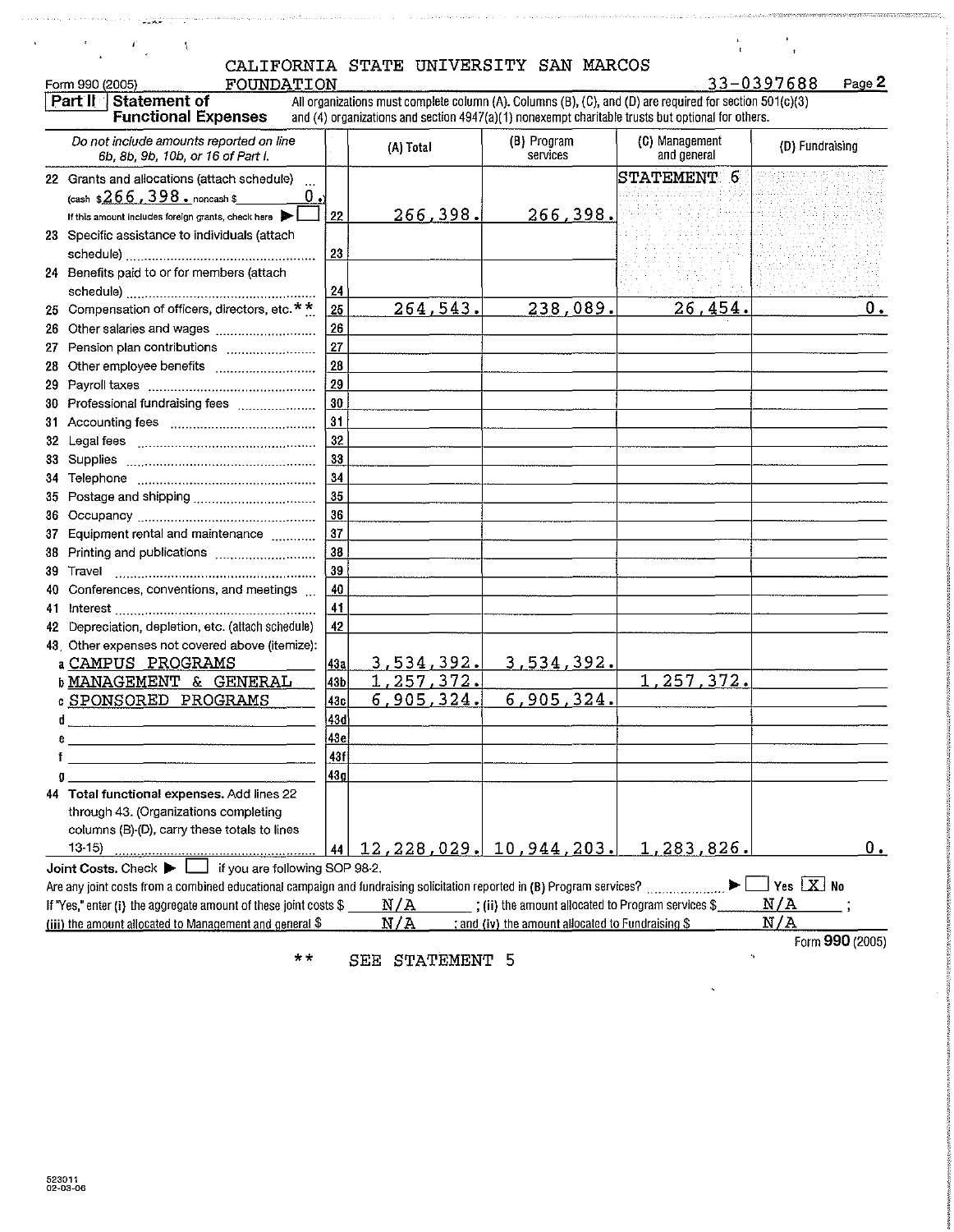CALIFORNIA STATE UNIVERSITY SAN MARCOS

Form 990 (2005) FOUNDATION 33-0397688 Page 2

**Part II Statement of Functional Expenses** All organizations must complete column (A). Columns (B), (C), and (D) are required for section 501(c)(3) and (4) organizations and section 4947(a)(1) nonexempt charitable trusts but optional for others.

| *Do not include amounts reported on line 6b, 8b, 9b, 10b, or 16 of Part I.* | | (A) Total | (B) Program services | (C) Management and general | (D) Fundraising |
|---|---|---|---|---|---|
| 22 Grants and allocations (attach schedule) (cash $266,398. noncash $ 0.) If this amount includes foreign grants, check here ▶ ☐ | 22 | 266,398. | 266,398. | STATEMENT 6 | |
| 23 Specific assistance to individuals (attach schedule) | 23 | | | | |
| 24 Benefits paid to or for members (attach schedule) | 24 | | | | |
| 25 Compensation of officers, directors, etc.** | 25 | 264,543. | 238,089. | 26,454. | 0. |
| 26 Other salaries and wages | 26 | | | | |
| 27 Pension plan contributions | 27 | | | | |
| 28 Other employee benefits | 28 | | | | |
| 29 Payroll taxes | 29 | | | | |
| 30 Professional fundraising fees | 30 | | | | |
| 31 Accounting fees | 31 | | | | |
| 32 Legal fees | 32 | | | | |
| 33 Supplies | 33 | | | | |
| 34 Telephone | 34 | | | | |
| 35 Postage and shipping | 35 | | | | |
| 36 Occupancy | 36 | | | | |
| 37 Equipment rental and maintenance | 37 | | | | |
| 38 Printing and publications | 38 | | | | |
| 39 Travel | 39 | | | | |
| 40 Conferences, conventions, and meetings | 40 | | | | |
| 41 Interest | 41 | | | | |
| 42 Depreciation, depletion, etc. (attach schedule) | 42 | | | | |
| 43 Other expenses not covered above (itemize): | | | | | |
| a CAMPUS PROGRAMS | 43a | 3,534,392. | 3,534,392. | | |
| b MANAGEMENT & GENERAL | 43b | 1,257,372. | | 1,257,372. | |
| c SPONSORED PROGRAMS | 43c | 6,905,324. | 6,905,324. | | |
| d | 43d | | | | |
| e | 43e | | | | |
| f | 43f | | | | |
| g | 43g | | | | |
| 44 **Total functional expenses.** Add lines 22 through 43. (Organizations completing columns (B)-(D), carry these totals to lines 13-15) | 44 | 12,228,029. | 10,944,203. | 1,283,826. | 0. |

**Joint Costs.** Check ▶ ☐ if you are following SOP 98-2.

Are any joint costs from a combined educational campaign and fundraising solicitation reported in (B) Program services? ▶ ☐ Yes ☒ No

If "Yes," enter (i) the aggregate amount of these joint costs $ N/A ; (ii) the amount allocated to Program services $ N/A ; (iii) the amount allocated to Management and general $ N/A ; and (iv) the amount allocated to Fundraising $ N/A

Form **990** (2005)

** SEE STATEMENT 5

523011 02-03-06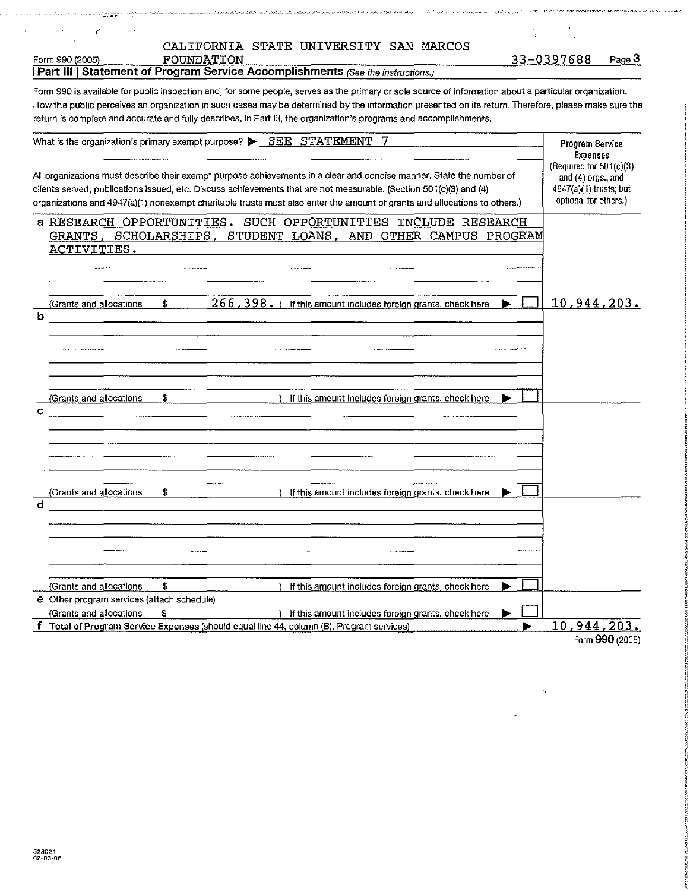CALIFORNIA STATE UNIVERSITY SAN MARCOS FOUNDATION

Form 990 (2005) 33-0397688 Page 3

## Part III | Statement of Program Service Accomplishments *(See the instructions.)*

Form 990 is available for public inspection and, for some people, serves as the primary or sole source of information about a particular organization. How the public perceives an organization in such cases may be determined by the information presented on its return. Therefore, please make sure the return is complete and accurate and fully describes, in Part III, the organization's programs and accomplishments.

| What is the organization's primary exempt purpose? ▶ SEE STATEMENT 7 | **Program Service Expenses** (Required for 501(c)(3) and (4) orgs., and 4947(a)(1) trusts; but optional for others.) |
|---|---|
| All organizations must describe their exempt purpose achievements in a clear and concise manner. State the number of clients served, publications issued, etc. Discuss achievements that are not measurable. (Section 501(c)(3) and (4) organizations and 4947(a)(1) nonexempt charitable trusts must also enter the amount of grants and allocations to others.) | |
| **a** RESEARCH OPPORTUNITIES. SUCH OPPORTUNITIES INCLUDE RESEARCH GRANTS, SCHOLARSHIPS, STUDENT LOANS, AND OTHER CAMPUS PROGRAM ACTIVITIES. | |
| (Grants and allocations $ 266,398. ) If this amount includes foreign grants, check here ▶ ☐ | 10,944,203. |
| **b** | |
| (Grants and allocations $ ) If this amount includes foreign grants, check here ▶ ☐ | |
| **c** | |
| (Grants and allocations $ ) If this amount includes foreign grants, check here ▶ ☐ | |
| **d** | |
| (Grants and allocations $ ) If this amount includes foreign grants, check here ▶ ☐ | |
| **e** Other program services (attach schedule) (Grants and allocations $ ) If this amount includes foreign grants, check here ▶ ☐ | |
| **f** **Total of Program Service Expenses** (should equal line 44, column (B), Program services) ▶ | 10,944,203. |

Form **990** (2005)

523021
02-03-06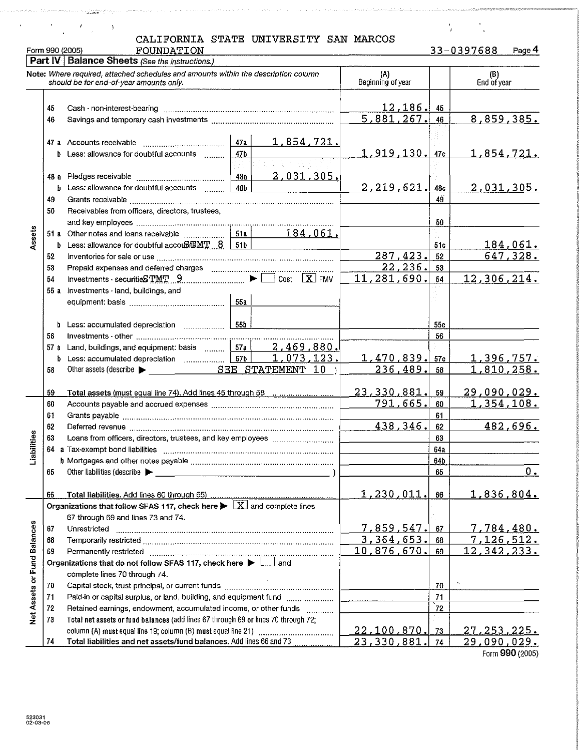Form 990 (2005) CALIFORNIA STATE UNIVERSITY SAN MARCOS FOUNDATION 33-0397688 Page 4

## Part IV Balance Sheets *(See the instructions.)*

**Note:** *Where required, attached schedules and amounts within the description column should be for end-of-year amounts only.*

| | | | | | (A) Beginning of year | | (B) End of year |
|---|---|---|---|---|---|---|---|
| **Assets** | 45 | Cash - non-interest-bearing | | | 12,186. | 45 | |
| | 46 | Savings and temporary cash investments | | | 5,881,267. | 46 | 8,859,385. |
| | 47 a | Accounts receivable | 47a | 1,854,721. | | | |
| | b | Less: allowance for doubtful accounts | 47b | | 1,919,130. | 47c | 1,854,721. |
| | 48 a | Pledges receivable | 48a | 2,031,305. | | | |
| | b | Less: allowance for doubtful accounts | 48b | | 2,219,621. | 48c | 2,031,305. |
| | 49 | Grants receivable | | | | 49 | |
| | 50 | Receivables from officers, directors, trustees, and key employees | | | | 50 | |
| | 51 a | Other notes and loans receivable | 51a | 184,061. | | | |
| | b | Less: allowance for doubtful accounts STMT 8 | 51b | | | 51c | 184,061. |
| | 52 | Inventories for sale or use | | | 287,423. | 52 | 647,328. |
| | 53 | Prepaid expenses and deferred charges | | | 22,236. | 53 | |
| | 54 | Investments - securities STMT 9 ▶ [ ] Cost [X] FMV | | | 11,281,690. | 54 | 12,306,214. |
| | 55 a | Investments - land, buildings, and equipment: basis | 55a | | | | |
| | b | Less: accumulated depreciation | 55b | | | 55c | |
| | 56 | Investments - other | | | | 56 | |
| | 57 a | Land, buildings, and equipment: basis | 57a | 2,469,880. | | | |
| | b | Less: accumulated depreciation | 57b | 1,073,123. | 1,470,839. | 57c | 1,396,757. |
| | 58 | Other assets (describe ▶ SEE STATEMENT 10 ) | | | 236,489. | 58 | 1,810,258. |
| | 59 | **Total assets** (must equal line 74). Add lines 45 through 58 | | | 23,330,881. | 59 | 29,090,029. |
| **Liabilities** | 60 | Accounts payable and accrued expenses | | | 791,665. | 60 | 1,354,108. |
| | 61 | Grants payable | | | | 61 | |
| | 62 | Deferred revenue | | | 438,346. | 62 | 482,696. |
| | 63 | Loans from officers, directors, trustees, and key employees | | | | 63 | |
| | 64 a | Tax-exempt bond liabilities | | | | 64a | |
| | b | Mortgages and other notes payable | | | | 64b | |
| | 65 | Other liabilities (describe ▶ ) | | | | 65 | 0. |
| | 66 | **Total liabilities.** Add lines 60 through 65 | | | 1,230,011. | 66 | 1,836,804. |
| **Net Assets or Fund Balances** | | **Organizations that follow SFAS 117, check here ▶ [X] and complete lines 67 through 69 and lines 73 and 74.** | | | | | |
| | 67 | Unrestricted | | | 7,859,547. | 67 | 7,784,480. |
| | 68 | Temporarily restricted | | | 3,364,653. | 68 | 7,126,512. |
| | 69 | Permanently restricted | | | 10,876,670. | 69 | 12,342,233. |
| | | **Organizations that do not follow SFAS 117, check here ▶ [ ] and complete lines 70 through 74.** | | | | | |
| | 70 | Capital stock, trust principal, or current funds | | | | 70 | |
| | 71 | Paid-in or capital surplus, or land, building, and equipment fund | | | | 71 | |
| | 72 | Retained earnings, endowment, accumulated income, or other funds | | | | 72 | |
| | 73 | **Total net assets or fund balances** (add lines 67 through 69 or lines 70 through 72; column (A) must equal line 19; column (B) must equal line 21) | | | 22,100,870. | 73 | 27,253,225. |
| | 74 | **Total liabilities and net assets/fund balances.** Add lines 66 and 73 | | | 23,330,881. | 74 | 29,090,029. |

Form **990** (2005)

523031
02-03-06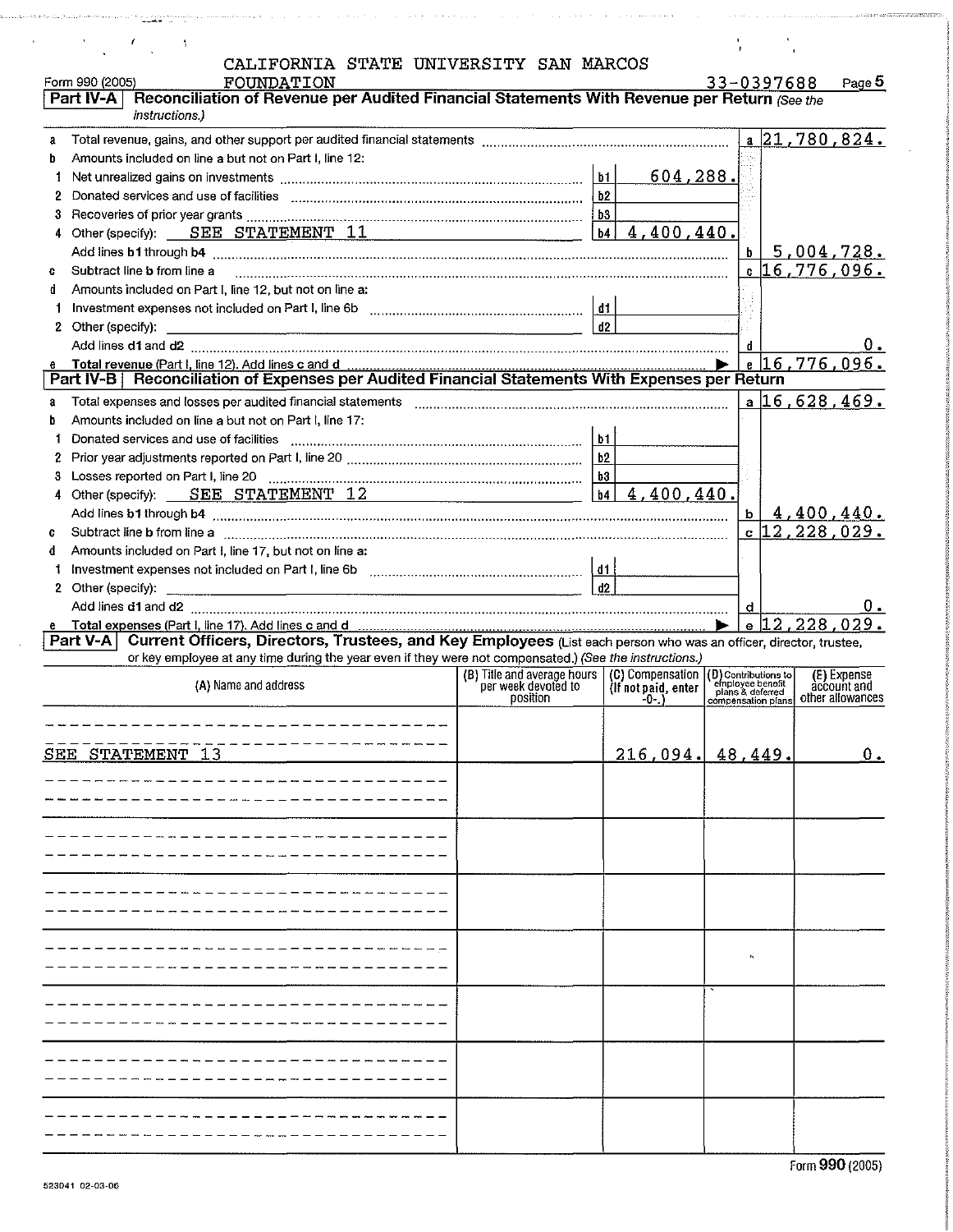CALIFORNIA STATE UNIVERSITY SAN MARCOS FOUNDATION

Form 990 (2005) 33-0397688 Page 5

## Part IV-A Reconciliation of Revenue per Audited Financial Statements With Revenue per Return *(See the instructions.)*

| | | | | |
|---|---|---|---|---|
| a | Total revenue, gains, and other support per audited financial statements | | a | 21,780,824. |
| b | Amounts included on line a but not on Part I, line 12: | | | |
| 1 | Net unrealized gains on investments | b1 604,288. | | |
| 2 | Donated services and use of facilities | b2 | | |
| 3 | Recoveries of prior year grants | b3 | | |
| 4 | Other (specify): SEE STATEMENT 11 | b4 4,400,440. | | |
| | Add lines b1 through b4 | | b | 5,004,728. |
| c | Subtract line b from line a | | c | 16,776,096. |
| d | Amounts included on Part I, line 12, but not on line a: | | | |
| 1 | Investment expenses not included on Part I, line 6b | d1 | | |
| 2 | Other (specify): | d2 | | |
| | Add lines d1 and d2 | | d | 0. |
| e | **Total revenue** (Part I, line 12). Add lines c and d ▶ | | e | 16,776,096. |

## Part IV-B Reconciliation of Expenses per Audited Financial Statements With Expenses per Return

| | | | | |
|---|---|---|---|---|
| a | Total expenses and losses per audited financial statements | | a | 16,628,469. |
| b | Amounts included on line a but not on Part I, line 17: | | | |
| 1 | Donated services and use of facilities | b1 | | |
| 2 | Prior year adjustments reported on Part I, line 20 | b2 | | |
| 3 | Losses reported on Part I, line 20 | b3 | | |
| 4 | Other (specify): SEE STATEMENT 12 | b4 4,400,440. | | |
| | Add lines b1 through b4 | | b | 4,400,440. |
| c | Subtract line b from line a | | c | 12,228,029. |
| d | Amounts included on Part I, line 17, but not on line a: | | | |
| 1 | Investment expenses not included on Part I, line 6b | d1 | | |
| 2 | Other (specify): | d2 | | |
| | Add lines d1 and d2 | | d | 0. |
| e | **Total expenses** (Part I, line 17). Add lines c and d ▶ | | e | 12,228,029. |

## Part V-A Current Officers, Directors, Trustees, and Key Employees (List each person who was an officer, director, trustee, or key employee at any time during the year even if they were not compensated.) *(See the instructions.)*

| (A) Name and address | (B) Title and average hours per week devoted to position | (C) Compensation (If not paid, enter -0-.) | (D) Contributions to employee benefit plans & deferred compensation plans | (E) Expense account and other allowances |
|---|---|---|---|---|
| SEE STATEMENT 13 | | 216,094. | 48,449. | 0. |

Form 990 (2005)

523041 02-03-06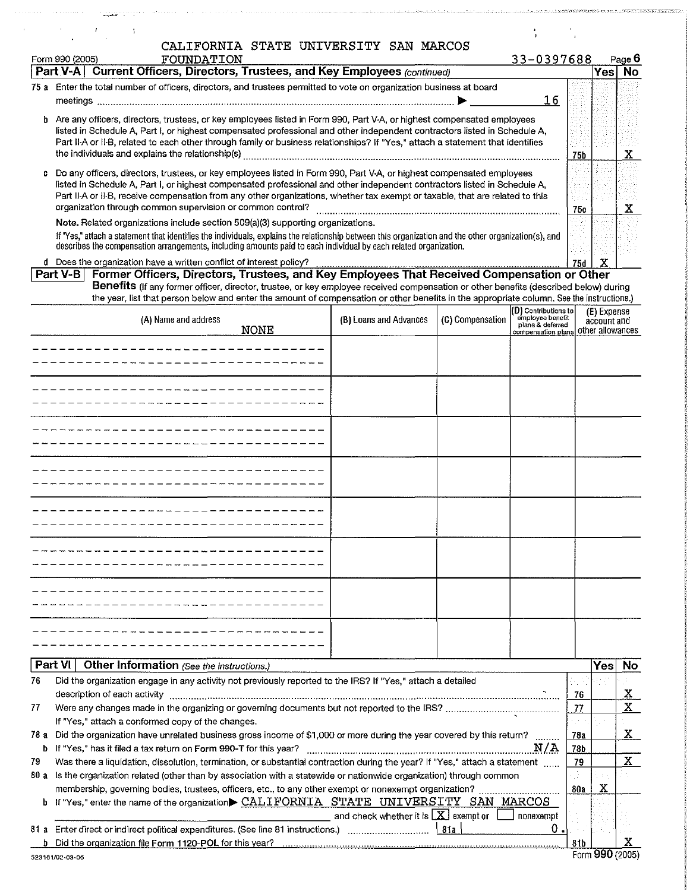CALIFORNIA STATE UNIVERSITY SAN MARCOS FOUNDATION

Form 990 (2005) 33-0397688 Page 6

## Part V-A | Current Officers, Directors, Trustees, and Key Employees *(continued)*

| | | | Yes | No |
|---|---|---|---|---|
| **75 a** | Enter the total number of officers, directors, and trustees permitted to vote on organization business at board meetings ▶ 16 | | | |
| **b** | Are any officers, directors, trustees, or key employees listed in Form 990, Part V-A, or highest compensated employees listed in Schedule A, Part I, or highest compensated professional and other independent contractors listed in Schedule A, Part II-A or II-B, related to each other through family or business relationships? If "Yes," attach a statement that identifies the individuals and explains the relationship(s) | 75b | | X |
| **c** | Do any officers, directors, trustees, or key employees listed in Form 990, Part V-A, or highest compensated employees listed in Schedule A, Part I, or highest compensated professional and other independent contractors listed in Schedule A, Part II-A or II-B, receive compensation from any other organizations, whether tax exempt or taxable, that are related to this organization through common supervision or common control? | 75c | | X |
| | **Note.** Related organizations include section 509(a)(3) supporting organizations. If "Yes," attach a statement that identifies the individuals, explains the relationship between this organization and the other organization(s), and describes the compensation arrangements, including amounts paid to each individual by each related organization. | | | |
| **d** | Does the organization have a written conflict of interest policy? | 75d | X | |

## Part V-B | Former Officers, Directors, Trustees, and Key Employees That Received Compensation or Other Benefits

(If any former officer, director, trustee, or key employee received compensation or other benefits (described below) during the year, list that person below and enter the amount of compensation or other benefits in the appropriate column. See the instructions.)

| (A) Name and address | (B) Loans and Advances | (C) Compensation | (D) Contributions to employee benefit plans & deferred compensation plans | (E) Expense account and other allowances |
|---|---|---|---|---|
| NONE | | | | |

## Part VI | Other Information *(See the instructions.)*

| | | | Yes | No |
|---|---|---|---|---|
| **76** | Did the organization engage in any activity not previously reported to the IRS? If "Yes," attach a detailed description of each activity | 76 | | X |
| **77** | Were any changes made in the organizing or governing documents but not reported to the IRS? If "Yes," attach a conformed copy of the changes. | 77 | | X |
| **78 a** | Did the organization have unrelated business gross income of $1,000 or more during the year covered by this return? | 78a | | X |
| **b** | If "Yes," has it filed a tax return on Form 990-T for this year? N/A | 78b | | |
| **79** | Was there a liquidation, dissolution, termination, or substantial contraction during the year? If "Yes," attach a statement | 79 | | X |
| **80 a** | Is the organization related (other than by association with a statewide or nationwide organization) through common membership, governing bodies, trustees, officers, etc., to any other exempt or nonexempt organization? | 80a | X | |
| **b** | If "Yes," enter the name of the organization ▶ CALIFORNIA STATE UNIVERSITY SAN MARCOS and check whether it is [X] exempt or [ ] nonexempt | | | |
| **81 a** | Enter direct or indirect political expenditures. (See line 81 instructions.) 81a 0. | | | |
| **b** | Did the organization file Form 1120-POL for this year? | 81b | | X |

523161/02-03-06 Form **990** (2005)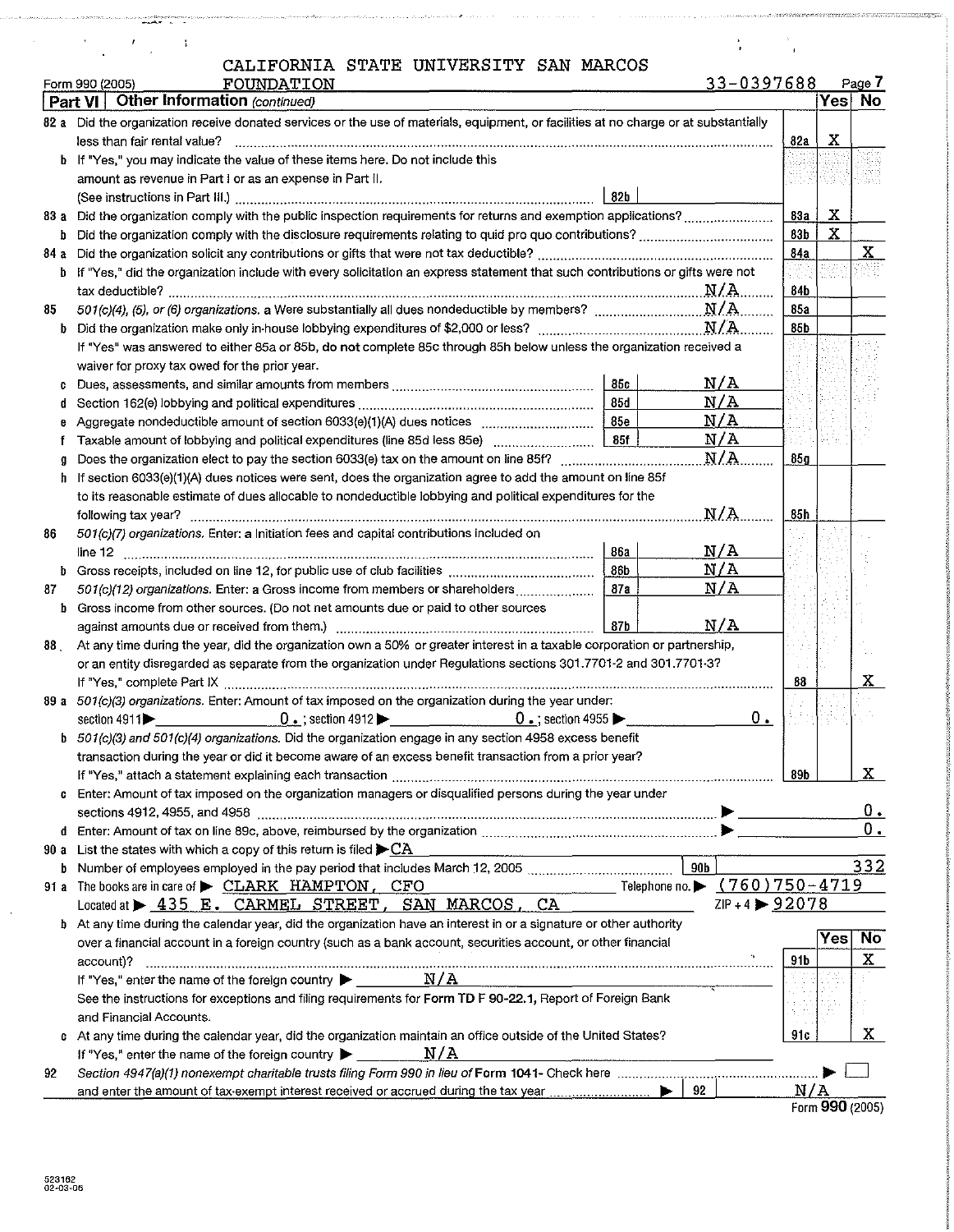CALIFORNIA STATE UNIVERSITY SAN MARCOS FOUNDATION

Form 990 (2005) — 33-0397688

## Part VI | Other Information *(continued)*

| Line | Question | | Amount | Ref | Yes | No |
|---|---|---|---|---|---|---|
| 82a | Did the organization receive donated services or the use of materials, equipment, or facilities at no charge or at substantially less than fair rental value? | | | 82a | X | |
| b | If "Yes," you may indicate the value of these items here. Do not include this amount as revenue in Part I or as an expense in Part II. (See instructions in Part III.) | 82b | | | | |
| 83a | Did the organization comply with the public inspection requirements for returns and exemption applications? | | | 83a | X | |
| b | Did the organization comply with the disclosure requirements relating to quid pro quo contributions? | | | 83b | X | |
| 84a | Did the organization solicit any contributions or gifts that were not tax deductible? | | | 84a | | X |
| b | If "Yes," did the organization include with every solicitation an express statement that such contributions or gifts were not tax deductible? | | N/A | 84b | | |
| 85 | *501(c)(4), (5), or (6) organizations.* a Were substantially all dues nondeductible by members? | | N/A | 85a | | |
| b | Did the organization make only in-house lobbying expenditures of $2,000 or less? | | N/A | 85b | | |
| | If "Yes" was answered to either 85a or 85b, **do not** complete 85c through 85h below unless the organization received a waiver for proxy tax owed for the prior year. | | | | | |
| c | Dues, assessments, and similar amounts from members | 85c | N/A | | | |
| d | Section 162(e) lobbying and political expenditures | 85d | N/A | | | |
| e | Aggregate nondeductible amount of section 6033(e)(1)(A) dues notices | 85e | N/A | | | |
| f | Taxable amount of lobbying and political expenditures (line 85d less 85e) | 85f | N/A | | | |
| g | Does the organization elect to pay the section 6033(e) tax on the amount on line 85f? | | N/A | 85g | | |
| h | If section 6033(e)(1)(A) dues notices were sent, does the organization agree to add the amount on line 85f to its reasonable estimate of dues allocable to nondeductible lobbying and political expenditures for the following tax year? | | N/A | 85h | | |
| 86 | *501(c)(7) organizations.* Enter: a Initiation fees and capital contributions included on line 12 | 86a | N/A | | | |
| b | Gross receipts, included on line 12, for public use of club facilities | 86b | N/A | | | |
| 87 | *501(c)(12) organizations.* Enter: a Gross income from members or shareholders | 87a | N/A | | | |
| b | Gross income from other sources. (Do not net amounts due or paid to other sources against amounts due or received from them.) | 87b | N/A | | | |
| 88 | At any time during the year, did the organization own a 50% or greater interest in a taxable corporation or partnership, or an entity disregarded as separate from the organization under Regulations sections 301.7701-2 and 301.7701-3? If "Yes," complete Part IX | | | 88 | | X |
| 89a | *501(c)(3) organizations.* Enter: Amount of tax imposed on the organization during the year under: section 4911 ▶ 0. ; section 4912 ▶ 0. ; section 4955 ▶ 0. | | | | | |
| b | *501(c)(3) and 501(c)(4) organizations.* Did the organization engage in any section 4958 excess benefit transaction during the year or did it become aware of an excess benefit transaction from a prior year? If "Yes," attach a statement explaining each transaction | | | 89b | | X |
| c | Enter: Amount of tax imposed on the organization managers or disqualified persons during the year under sections 4912, 4955, and 4958 | | ▶ 0. | | | |
| d | Enter: Amount of tax on line 89c, above, reimbursed by the organization | | ▶ 0. | | | |
| 90a | List the states with which a copy of this return is filed ▶ CA | | | | | |
| b | Number of employees employed in the pay period that includes March 12, 2005 | 90b | 332 | | | |

91a The books are in care of ▶ CLARK HAMPTON, CFO    Telephone no. ▶ (760)750-4719
Located at ▶ 435 E. CARMEL STREET, SAN MARCOS, CA    ZIP + 4 ▶ 92078

| Line | Question | Ref | Yes | No |
|---|---|---|---|---|
| b | At any time during the calendar year, did the organization have an interest in or a signature or other authority over a financial account in a foreign country (such as a bank account, securities account, or other financial account)? | 91b | | X |
| | If "Yes," enter the name of the foreign country ▶ N/A | | | |
| | See the instructions for exceptions and filing requirements for **Form TD F 90-22.1**, Report of Foreign Bank and Financial Accounts. | | | |
| c | At any time during the calendar year, did the organization maintain an office outside of the United States? | 91c | | X |
| | If "Yes," enter the name of the foreign country ▶ N/A | | | |

92 *Section 4947(a)(1) nonexempt charitable trusts filing Form 990 in lieu of* **Form 1041**- Check here ▶ ☐
and enter the amount of tax-exempt interest received or accrued during the tax year ▶ | 92 | N/A

Form **990** (2005)

523162
02-03-06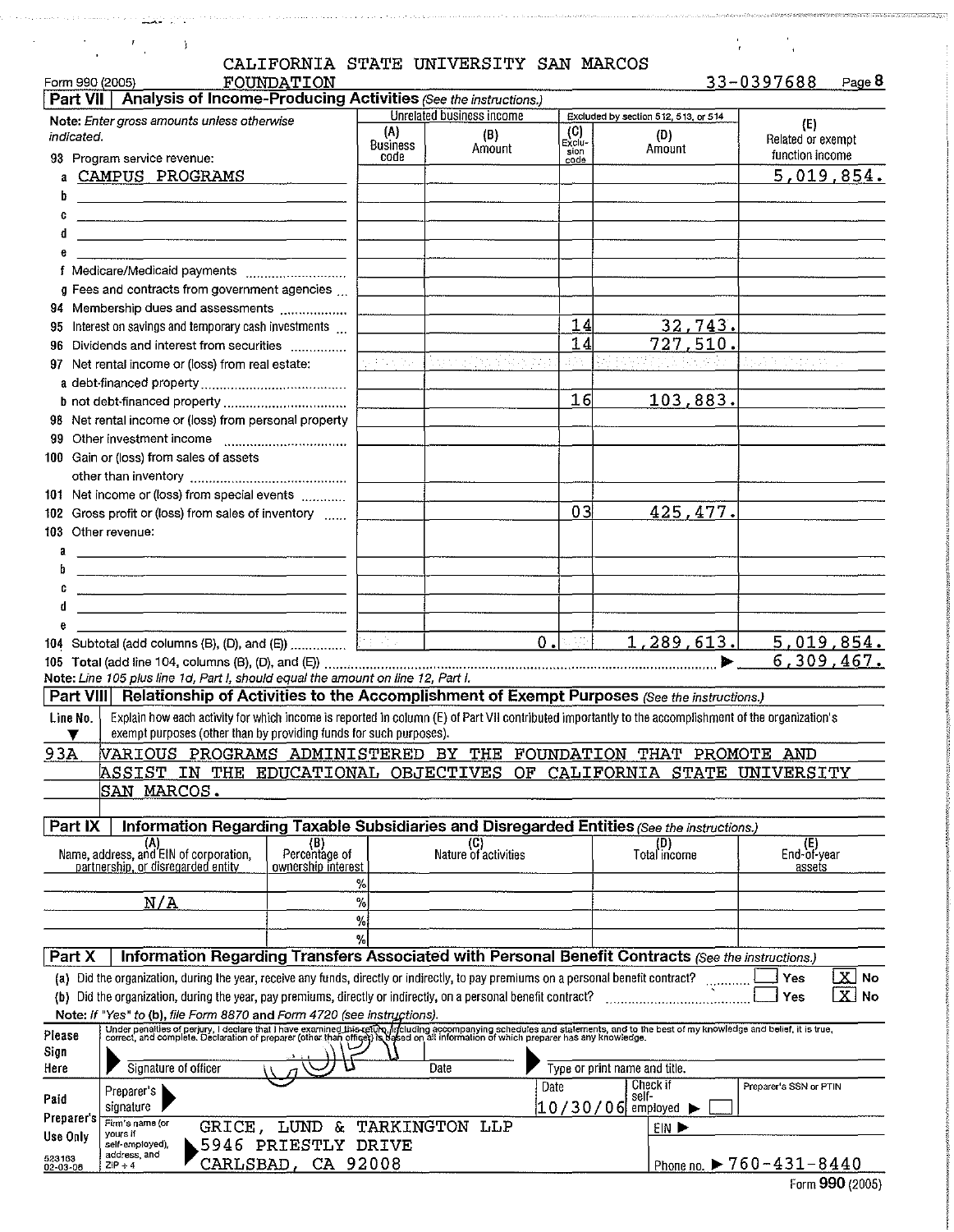CALIFORNIA STATE UNIVERSITY SAN MARCOS FOUNDATION

Form 990 (2005) 33-0397688 Page 8

## Part VII Analysis of Income-Producing Activities *(See the instructions.)*

| Note: *Enter gross amounts unless otherwise indicated.* | Unrelated business income | | Excluded by section 512, 513, or 514 | | (E) Related or exempt function income |
|---|---|---|---|---|---|
| | (A) Business code | (B) Amount | (C) Exclusion code | (D) Amount | |
| 93 Program service revenue: | | | | | |
| a CAMPUS PROGRAMS | | | | | 5,019,854. |
| b | | | | | |
| c | | | | | |
| d | | | | | |
| e | | | | | |
| f Medicare/Medicaid payments | | | | | |
| g Fees and contracts from government agencies | | | | | |
| 94 Membership dues and assessments | | | | | |
| 95 Interest on savings and temporary cash investments | | | 14 | 32,743. | |
| 96 Dividends and interest from securities | | | 14 | 727,510. | |
| 97 Net rental income or (loss) from real estate: | | | | | |
| a debt-financed property | | | | | |
| b not debt-financed property | | | 16 | 103,883. | |
| 98 Net rental income or (loss) from personal property | | | | | |
| 99 Other investment income | | | | | |
| 100 Gain or (loss) from sales of assets other than inventory | | | | | |
| 101 Net income or (loss) from special events | | | | | |
| 102 Gross profit or (loss) from sales of inventory | | | 03 | 425,477. | |
| 103 Other revenue: | | | | | |
| a | | | | | |
| b | | | | | |
| c | | | | | |
| d | | | | | |
| e | | | | | |
| 104 Subtotal (add columns (B), (D), and (E)) | | 0. | | 1,289,613. | 5,019,854. |
| 105 Total (add line 104, columns (B), (D), and (E)) | | | | | 6,309,467. |

Note: *Line 105 plus line 1d, Part I, should equal the amount on line 12, Part I.*

## Part VIII Relationship of Activities to the Accomplishment of Exempt Purposes *(See the instructions.)*

| Line No. | Explain how each activity for which income is reported in column (E) of Part VII contributed importantly to the accomplishment of the organization's exempt purposes (other than by providing funds for such purposes). |
|---|---|
| 93A | VARIOUS PROGRAMS ADMINISTERED BY THE FOUNDATION THAT PROMOTE AND ASSIST IN THE EDUCATIONAL OBJECTIVES OF CALIFORNIA STATE UNIVERSITY SAN MARCOS. |

## Part IX Information Regarding Taxable Subsidiaries and Disregarded Entities *(See the instructions.)*

| (A) Name, address, and EIN of corporation, partnership, or disregarded entity | (B) Percentage of ownership interest | (C) Nature of activities | (D) Total income | (E) End-of-year assets |
|---|---|---|---|---|
| | % | | | |
| N/A | % | | | |
| | % | | | |
| | % | | | |

## Part X Information Regarding Transfers Associated with Personal Benefit Contracts *(See the instructions.)*

(a) Did the organization, during the year, receive any funds, directly or indirectly, to pay premiums on a personal benefit contract? ☐ Yes ☒ No

(b) Did the organization, during the year, pay premiums, directly or indirectly, on a personal benefit contract? ☐ Yes ☒ No

Note: *If "Yes" to (b), file Form 8870 and Form 4720 (see instructions).*

**Please Sign Here**

Under penalties of perjury, I declare that I have examined this return, including accompanying schedules and statements, and to the best of my knowledge and belief, it is true, correct, and complete. Declaration of preparer (other than officer) is based on all information of which preparer has any knowledge.

Signature of officer — Date — Type or print name and title.

COPY

**Paid Preparer's Use Only**

Preparer's signature — Date 10/30/06 — Check if self-employed ☐ — Preparer's SSN or PTIN

Firm's name (or yours if self-employed), address, and ZIP + 4: GRICE, LUND & TARKINGTON LLP, 5946 PRIESTLY DRIVE, CARLSBAD, CA 92008

EIN ▶

Phone no. ▶ 760-431-8440

523163 02-03-06

Form **990** (2005)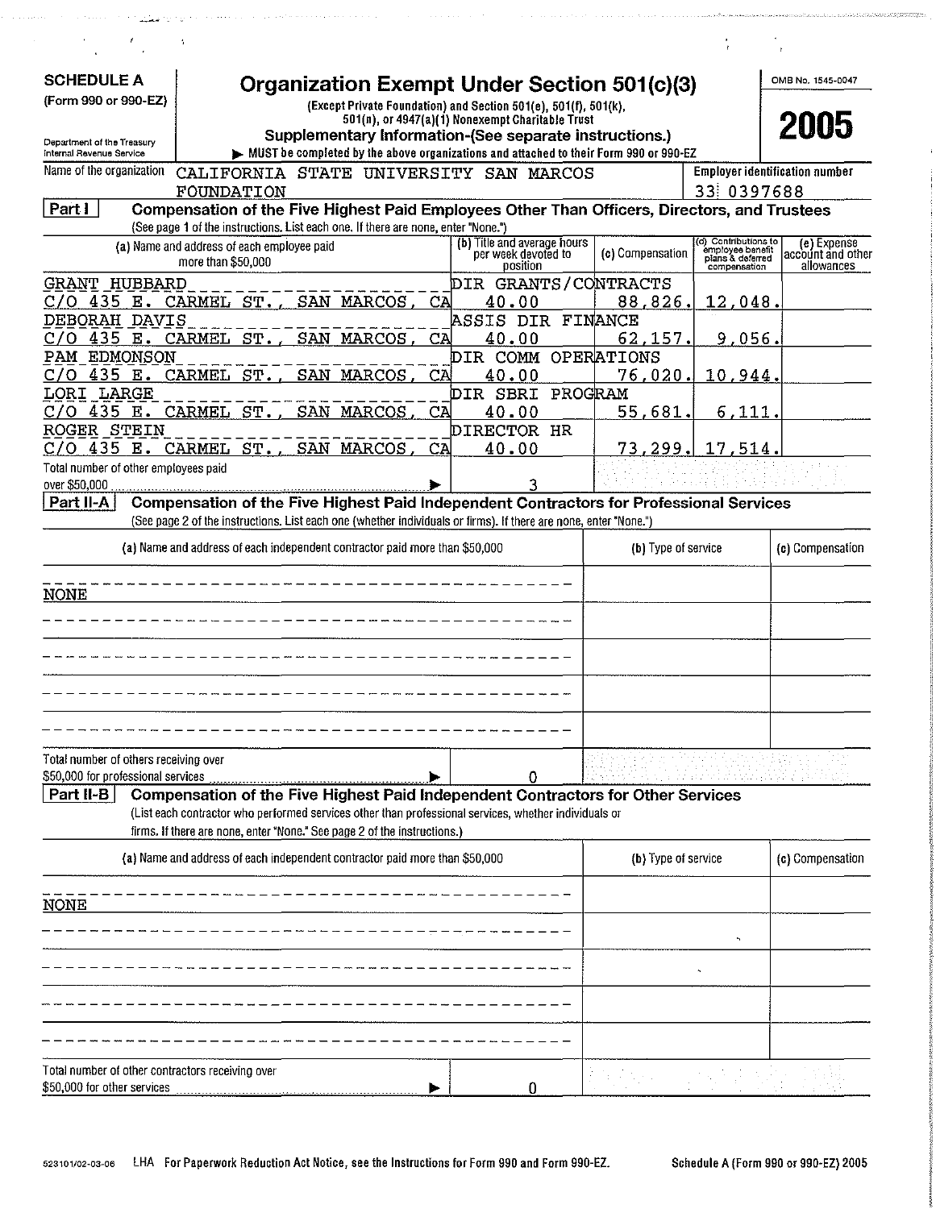**SCHEDULE A**
**(Form 990 or 990-EZ)**

Department of the Treasury
Internal Revenue Service

# Organization Exempt Under Section 501(c)(3)

(Except Private Foundation) and Section 501(e), 501(f), 501(k), 501(n), or 4947(a)(1) Nonexempt Charitable Trust
**Supplementary Information-(See separate instructions.)**
▶ MUST be completed by the above organizations and attached to their Form 990 or 990-EZ

OMB No. 1545-0047

**2005**

Name of the organization: CALIFORNIA STATE UNIVERSITY SAN MARCOS FOUNDATION

Employer identification number: 33 0397688

## Part I  Compensation of the Five Highest Paid Employees Other Than Officers, Directors, and Trustees

(See page 1 of the instructions. List each one. If there are none, enter "None.")

| (a) Name and address of each employee paid more than $50,000 | (b) Title and average hours per week devoted to position | (c) Compensation | (d) Contributions to employee benefit plans & deferred compensation | (e) Expense account and other allowances |
|---|---|---|---|---|
| GRANT HUBBARD<br>C/O 435 E. CARMEL ST., SAN MARCOS, CA | DIR GRANTS/CONTRACTS<br>40.00 | 88,826. | 12,048. | |
| DEBORAH DAVIS<br>C/O 435 E. CARMEL ST., SAN MARCOS, CA | ASSIS DIR FINANCE<br>40.00 | 62,157. | 9,056. | |
| PAM EDMONSON<br>C/O 435 E. CARMEL ST., SAN MARCOS, CA | DIR COMM OPERATIONS<br>40.00 | 76,020. | 10,944. | |
| LORI LARGE<br>C/O 435 E. CARMEL ST., SAN MARCOS, CA | DIR SBRI PROGRAM<br>40.00 | 55,681. | 6,111. | |
| ROGER STEIN<br>C/O 435 E. CARMEL ST., SAN MARCOS, CA | DIRECTOR HR<br>40.00 | 73,299. | 17,514. | |
| Total number of other employees paid over $50,000 ▶ | 3 | | | |

## Part II-A  Compensation of the Five Highest Paid Independent Contractors for Professional Services

(See page 2 of the instructions. List each one (whether individuals or firms). If there are none, enter "None.")

| (a) Name and address of each independent contractor paid more than $50,000 | (b) Type of service | (c) Compensation |
|---|---|---|
| NONE | | |
| | | |
| | | |
| | | |
| | | |
| Total number of others receiving over $50,000 for professional services ▶ 0 | | |

## Part II-B  Compensation of the Five Highest Paid Independent Contractors for Other Services

(List each contractor who performed services other than professional services, whether individuals or firms. If there are none, enter "None." See page 2 of the instructions.)

| (a) Name and address of each independent contractor paid more than $50,000 | (b) Type of service | (c) Compensation |
|---|---|---|
| NONE | | |
| | | |
| | | |
| | | |
| | | |
| Total number of other contractors receiving over $50,000 for other services ▶ 0 | | |

523101/02-03-06 LHA For Paperwork Reduction Act Notice, see the Instructions for Form 990 and Form 990-EZ. Schedule A (Form 990 or 990-EZ) 2005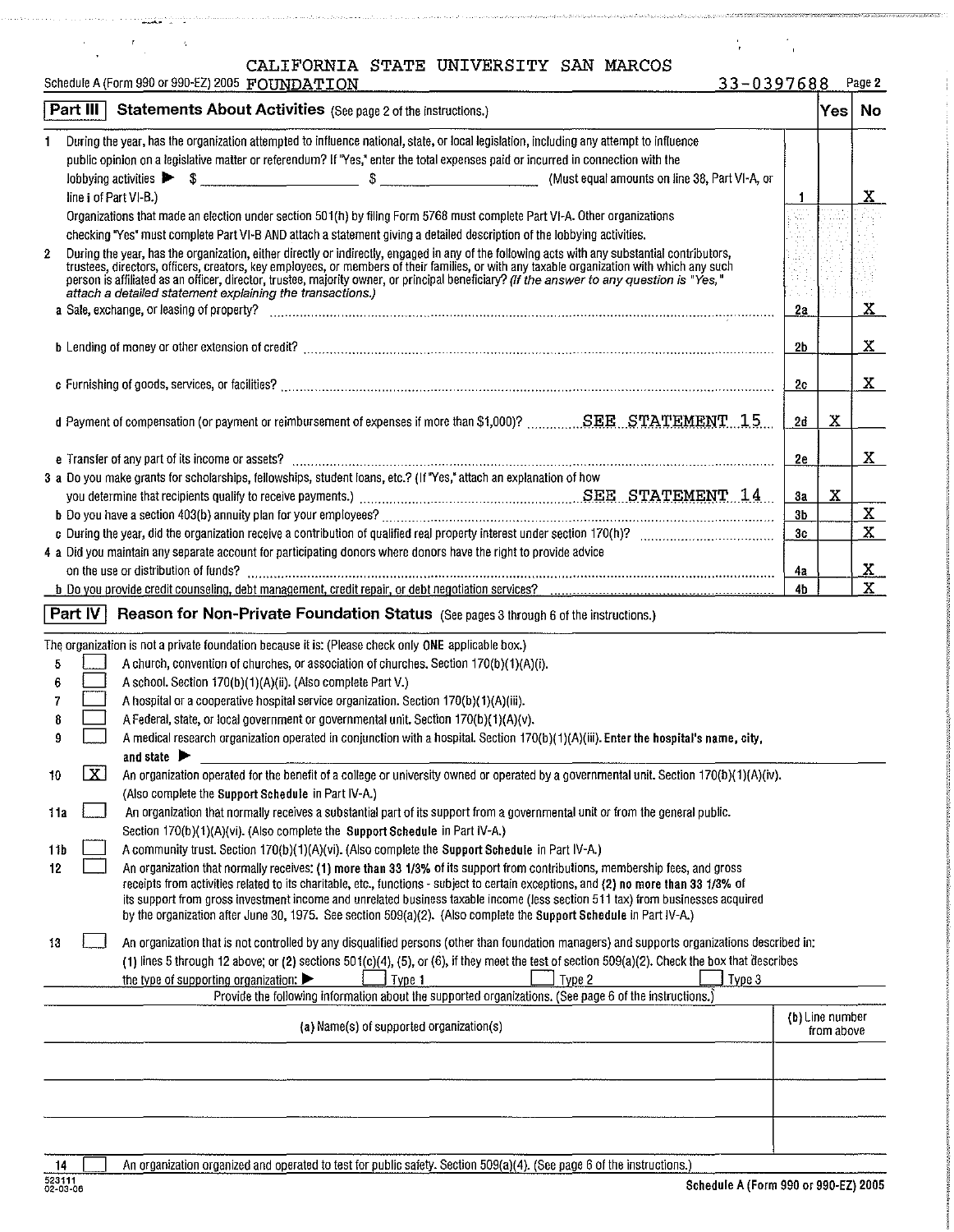CALIFORNIA STATE UNIVERSITY SAN MARCOS

Schedule A (Form 990 or 990-EZ) 2005 FOUNDATION 33-0397688 Page 2

## Part III Statements About Activities (See page 2 of the instructions.)

| | | | Yes | No |
|---|---|---|---|---|
| 1 | During the year, has the organization attempted to influence national, state, or local legislation, including any attempt to influence public opinion on a legislative matter or referendum? If "Yes," enter the total expenses paid or incurred in connection with the lobbying activities ▶ $ ______ $ ______ (Must equal amounts on line 38, Part VI-A, or line i of Part VI-B.) Organizations that made an election under section 501(h) by filing Form 5768 must complete Part VI-A. Other organizations checking "Yes" must complete Part VI-B AND attach a statement giving a detailed description of the lobbying activities. | 1 | | X |
| 2 | During the year, has the organization, either directly or indirectly, engaged in any of the following acts with any substantial contributors, trustees, directors, officers, creators, key employees, or members of their families, or with any taxable organization with which any such person is affiliated as an officer, director, trustee, majority owner, or principal beneficiary? *(If the answer to any question is "Yes," attach a detailed statement explaining the transactions.)* | | | |
| | a Sale, exchange, or leasing of property? | 2a | | X |
| | b Lending of money or other extension of credit? | 2b | | X |
| | c Furnishing of goods, services, or facilities? | 2c | | X |
| | d Payment of compensation (or payment or reimbursement of expenses if more than $1,000)? SEE STATEMENT 15 | 2d | X | |
| | e Transfer of any part of its income or assets? | 2e | | X |
| 3 | a Do you make grants for scholarships, fellowships, student loans, etc.? (If "Yes," attach an explanation of how you determine that recipients qualify to receive payments.) SEE STATEMENT 14 | 3a | X | |
| | b Do you have a section 403(b) annuity plan for your employees? | 3b | | X |
| | c During the year, did the organization receive a contribution of qualified real property interest under section 170(h)? | 3c | | X |
| 4 | a Did you maintain any separate account for participating donors where donors have the right to provide advice on the use or distribution of funds? | 4a | | X |
| | b Do you provide credit counseling, debt management, credit repair, or debt negotiation services? | 4b | | X |

## Part IV Reason for Non-Private Foundation Status (See pages 3 through 6 of the instructions.)

The organization is not a private foundation because it is: (Please check only **ONE** applicable box.)

5 ☐ A church, convention of churches, or association of churches. Section 170(b)(1)(A)(i).

6 ☐ A school. Section 170(b)(1)(A)(ii). (Also complete Part V.)

7 ☐ A hospital or a cooperative hospital service organization. Section 170(b)(1)(A)(iii).

8 ☐ A Federal, state, or local government or governmental unit. Section 170(b)(1)(A)(v).

9 ☐ A medical research organization operated in conjunction with a hospital. Section 170(b)(1)(A)(iii). **Enter the hospital's name, city, and state** ▶

10 ☒ An organization operated for the benefit of a college or university owned or operated by a governmental unit. Section 170(b)(1)(A)(iv). (Also complete the **Support Schedule** in Part IV-A.)

11a ☐ An organization that normally receives a substantial part of its support from a governmental unit or from the general public. Section 170(b)(1)(A)(vi). (Also complete the **Support Schedule** in Part IV-A.)

11b ☐ A community trust. Section 170(b)(1)(A)(vi). (Also complete the **Support Schedule** in Part IV-A.)

12 ☐ An organization that normally receives: **(1) more than 33 1/3%** of its support from contributions, membership fees, and gross receipts from activities related to its charitable, etc., functions - subject to certain exceptions, and **(2) no more than 33 1/3%** of its support from gross investment income and unrelated business taxable income (less section 511 tax) from businesses acquired by the organization after June 30, 1975. See section 509(a)(2). (Also complete the **Support Schedule** in Part IV-A.)

13 ☐ An organization that is not controlled by any disqualified persons (other than foundation managers) and supports organizations described in: **(1)** lines 5 through 12 above; or **(2)** sections 501(c)(4), (5), or (6), if they meet the test of section 509(a)(2). Check the box that describes the type of supporting organization: ▶ ☐ Type 1 ☐ Type 2 ☐ Type 3

Provide the following information about the supported organizations. (See page 6 of the instructions.)

| (a) Name(s) of supported organization(s) | (b) Line number from above |
|---|---|
| | |
| | |
| | |

14 ☐ An organization organized and operated to test for public safety. Section 509(a)(4). (See page 6 of the instructions.)

523111 02-03-06

**Schedule A (Form 990 or 990-EZ) 2005**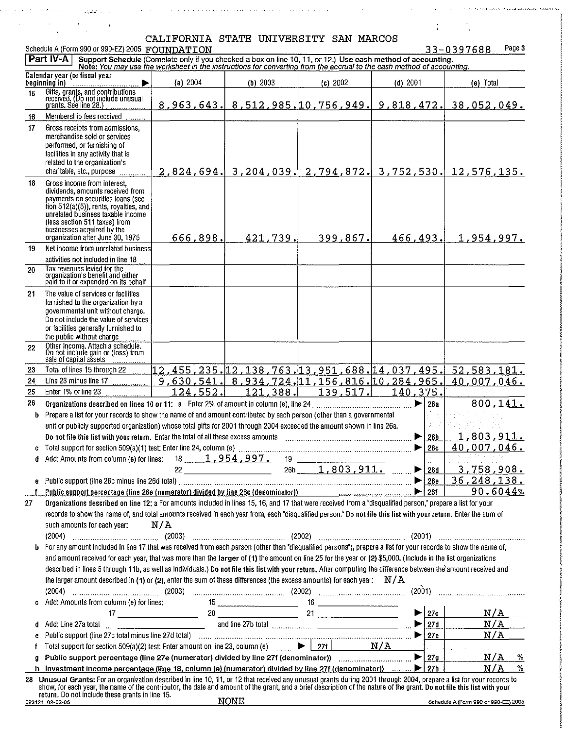CALIFORNIA STATE UNIVERSITY SAN MARCOS

Schedule A (Form 990 or 990-EZ) 2005 FOUNDATION 33-0397688 Page 3

**Part IV-A** **Support Schedule** (Complete only if you checked a box on line 10, 11, or 12.) **Use cash method of accounting.**
**Note:** *You may use the worksheet in the instructions for converting from the accrual to the cash method of accounting.*

| | Calendar year (or fiscal year beginning in) ▶ | (a) 2004 | (b) 2003 | (c) 2002 | (d) 2001 | (e) Total |
|---|---|---|---|---|---|---|
| 15 | Gifts, grants, and contributions received. (Do not include unusual grants. See line 28.) | 8,963,643. | 8,512,985. | 10,756,949. | 9,818,472. | 38,052,049. |
| 16 | Membership fees received | | | | | |
| 17 | Gross receipts from admissions, merchandise sold or services performed, or furnishing of facilities in any activity that is related to the organization's charitable, etc., purpose | 2,824,694. | 3,204,039. | 2,794,872. | 3,752,530. | 12,576,135. |
| 18 | Gross income from interest, dividends, amounts received from payments on securities loans (section 512(a)(5)), rents, royalties, and unrelated business taxable income (less section 511 taxes) from businesses acquired by the organization after June 30, 1975 | 666,898. | 421,739. | 399,867. | 466,493. | 1,954,997. |
| 19 | Net income from unrelated business activities not included in line 18 | | | | | |
| 20 | Tax revenues levied for the organization's benefit and either paid to it or expended on its behalf | | | | | |
| 21 | The value of services or facilities furnished to the organization by a governmental unit without charge. Do not include the value of services or facilities generally furnished to the public without charge | | | | | |
| 22 | Other income. Attach a schedule. Do not include gain or (loss) from sale of capital assets | | | | | |
| 23 | Total of lines 15 through 22 | 12,455,235. | 12,138,763. | 13,951,688. | 14,037,495. | 52,583,181. |
| 24 | Line 23 minus line 17 | 9,630,541. | 8,934,724. | 11,156,816. | 10,284,965. | 40,007,046. |
| 25 | Enter 1% of line 23 | 124,552. | 121,388. | 139,517. | 140,375. | |

26 **Organizations described on lines 10 or 11: a** Enter 2% of amount in column (e), line 24 ▶ **26a** 800,141.

**b** Prepare a list for your records to show the name of and amount contributed by each person (other than a governmental unit or publicly supported organization) whose total gifts for 2001 through 2004 exceeded the amount shown in line 26a. **Do not file this list with your return.** Enter the total of all these excess amounts ▶ **26b** 1,803,911.

**c** Total support for section 509(a)(1) test: Enter line 24, column (e) ▶ **26c** 40,007,046.

**d** Add: Amounts from column (e) for lines: 18 1,954,997. 19 ______ 22 ______ 26b 1,803,911. ▶ **26d** 3,758,908.

**e** Public support (line 26c minus line 26d total) ▶ **26e** 36,248,138.

**f** **Public support percentage (line 26e (numerator) divided by line 26c (denominator))** ▶ **26f** 90.6044%

27 **Organizations described on line 12: a** For amounts included in lines 15, 16, and 17 that were received from a "disqualified person," prepare a list for your records to show the name of, and total amounts received in each year from, each "disqualified person." **Do not file this list with your return.** Enter the sum of such amounts for each year: N/A

(2004) ______ (2003) ______ (2002) ______ (2001) ______

**b** For any amount included in line 17 that was received from each person (other than "disqualified persons"), prepare a list for your records to show the name of, and amount received for each year, that was more than the **larger** of (1) the amount on line 25 for the year or (2) $5,000. (Include in the list organizations described in lines 5 through 11b, as well as individuals.) **Do not file this list with your return.** After computing the difference between the amount received and the larger amount described in (1) or (2), enter the sum of these differences (the excess amounts) for each year: N/A

(2004) ______ (2003) ______ (2002) ______ (2001) ______

**c** Add: Amounts from column (e) for lines: 15 ______ 16 ______ 17 ______ 20 ______ 21 ______ ▶ **27c** N/A

**d** Add: Line 27a total ______ and line 27b total ______ ▶ **27d** N/A

**e** Public support (line 27c total minus line 27d total) ▶ **27e** N/A

**f** Total support for section 509(a)(2) test: Enter amount on line 23, column (e) ▶ **27f** N/A

**g** **Public support percentage (line 27e (numerator) divided by line 27f (denominator))** ▶ **27g** N/A %

**h** **Investment income percentage (line 18, column (e) (numerator) divided by line 27f (denominator))** ▶ **27h** N/A %

28 **Unusual Grants:** For an organization described in line 10, 11, or 12 that received any unusual grants during 2001 through 2004, prepare a list for your records to show, for each year, the name of the contributor, the date and amount of the grant, and a brief description of the nature of the grant. **Do not file this list with your return. Do not include these grants in line 15.**

NONE

523121 02-03-06 Schedule A (Form 990 or 990-EZ) 2005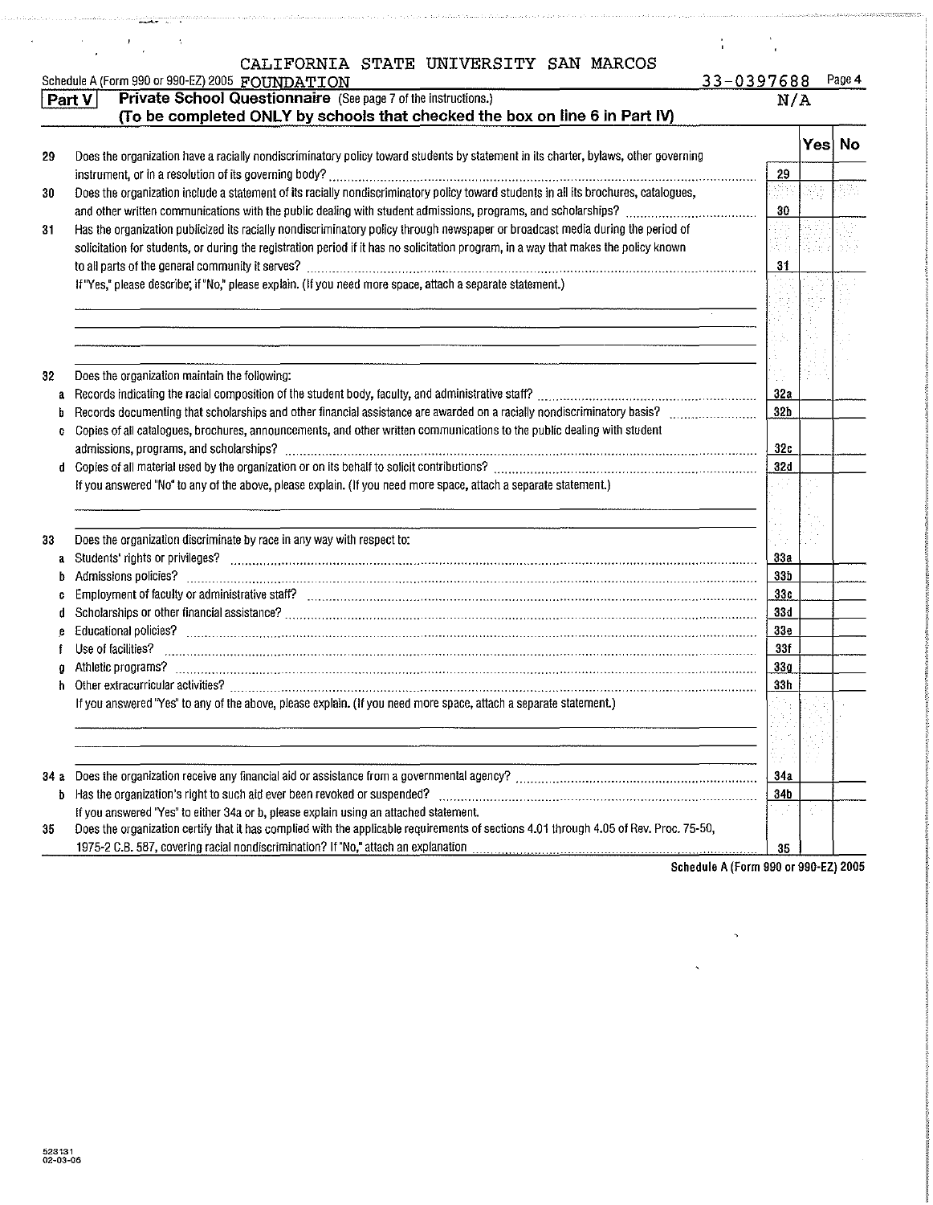CALIFORNIA STATE UNIVERSITY SAN MARCOS

Schedule A (Form 990 or 990-EZ) 2005 FOUNDATION 33-0397688 Page 4

## Part V Private School Questionnaire (See page 7 of the instructions.) N/A

**(To be completed ONLY by schools that checked the box on line 6 in Part IV)**

| | | | Yes | No |
|---|---|---|---|---|
| 29 | Does the organization have a racially nondiscriminatory policy toward students by statement in its charter, bylaws, other governing instrument, or in a resolution of its governing body? | 29 | | |
| 30 | Does the organization include a statement of its racially nondiscriminatory policy toward students in all its brochures, catalogues, and other written communications with the public dealing with student admissions, programs, and scholarships? | 30 | | |
| 31 | Has the organization publicized its racially nondiscriminatory policy through newspaper or broadcast media during the period of solicitation for students, or during the registration period if it has no solicitation program, in a way that makes the policy known to all parts of the general community it serves? | 31 | | |
| | If "Yes," please describe; if "No," please explain. (If you need more space, attach a separate statement.) | | | |
| 32 | Does the organization maintain the following: | | | |
| a | Records indicating the racial composition of the student body, faculty, and administrative staff? | 32a | | |
| b | Records documenting that scholarships and other financial assistance are awarded on a racially nondiscriminatory basis? | 32b | | |
| c | Copies of all catalogues, brochures, announcements, and other written communications to the public dealing with student admissions, programs, and scholarships? | 32c | | |
| d | Copies of all material used by the organization or on its behalf to solicit contributions? | 32d | | |
| | If you answered "No" to any of the above, please explain. (If you need more space, attach a separate statement.) | | | |
| 33 | Does the organization discriminate by race in any way with respect to: | | | |
| a | Students' rights or privileges? | 33a | | |
| b | Admissions policies? | 33b | | |
| c | Employment of faculty or administrative staff? | 33c | | |
| d | Scholarships or other financial assistance? | 33d | | |
| e | Educational policies? | 33e | | |
| f | Use of facilities? | 33f | | |
| g | Athletic programs? | 33g | | |
| h | Other extracurricular activities? | 33h | | |
| | If you answered "Yes" to any of the above, please explain. (If you need more space, attach a separate statement.) | | | |
| 34 a | Does the organization receive any financial aid or assistance from a governmental agency? | 34a | | |
| b | Has the organization's right to such aid ever been revoked or suspended? | 34b | | |
| | If you answered "Yes" to either 34a or b, please explain using an attached statement. | | | |
| 35 | Does the organization certify that it has complied with the applicable requirements of sections 4.01 through 4.05 of Rev. Proc. 75-50, 1975-2 C.B. 587, covering racial nondiscrimination? If "No," attach an explanation | 35 | | |

Schedule A (Form 990 or 990-EZ) 2005

523131
02-03-06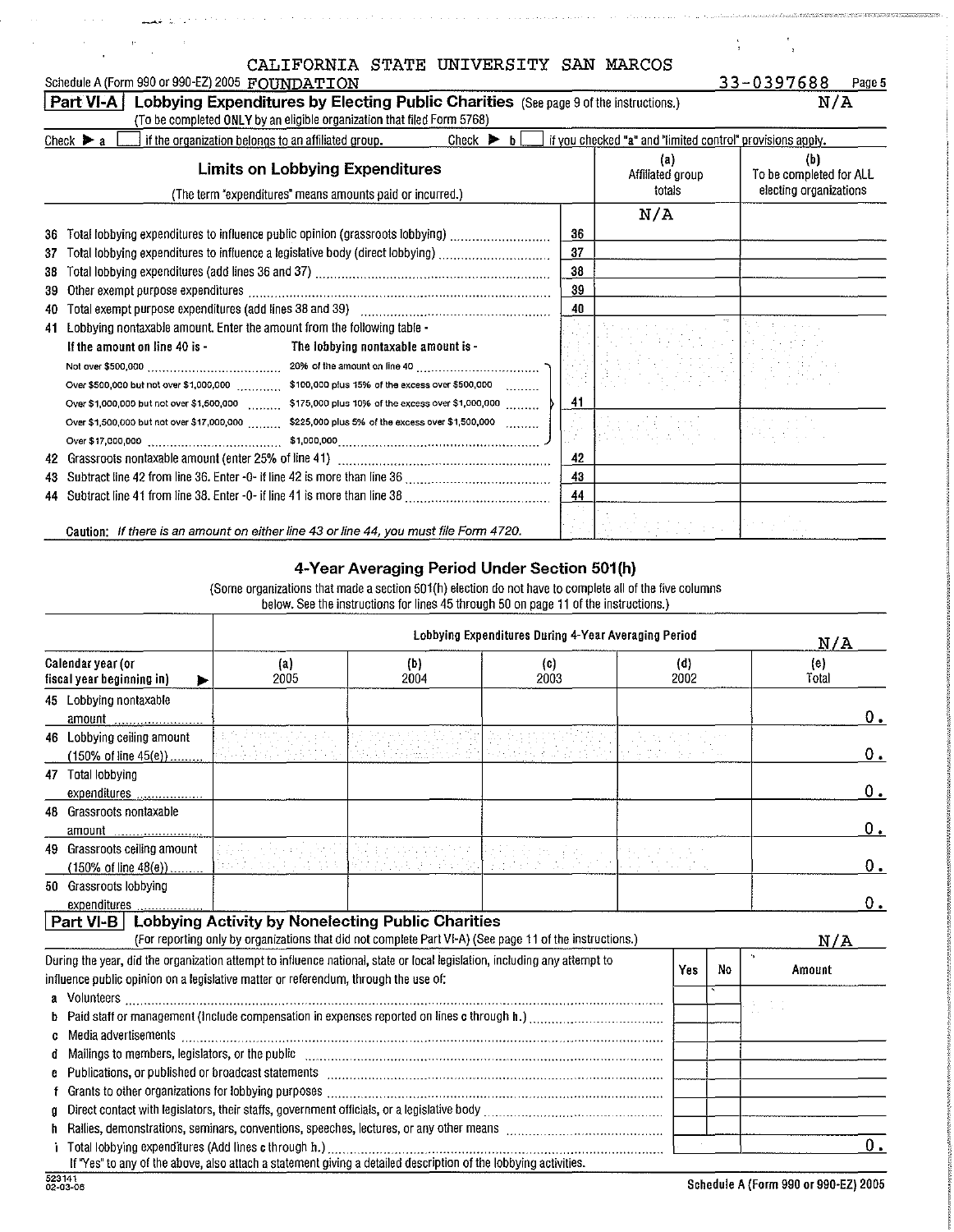CALIFORNIA STATE UNIVERSITY SAN MARCOS

Schedule A (Form 990 or 990-EZ) 2005 FOUNDATION 33-0397688 Page 5

## Part VI-A Lobbying Expenditures by Electing Public Charities (See page 9 of the instructions.) N/A

(To be completed ONLY by an eligible organization that filed Form 5768)

Check ▶ a [ ] if the organization belongs to an affiliated group. Check ▶ b [ ] if you checked "a" and "limited control" provisions apply.

| Limits on Lobbying Expenditures (The term "expenditures" means amounts paid or incurred.) | | (a) Affiliated group totals | (b) To be completed for ALL electing organizations |
|---|---|---|---|
| | | N/A | |
| 36 Total lobbying expenditures to influence public opinion (grassroots lobbying) | 36 | | |
| 37 Total lobbying expenditures to influence a legislative body (direct lobbying) | 37 | | |
| 38 Total lobbying expenditures (add lines 36 and 37) | 38 | | |
| 39 Other exempt purpose expenditures | 39 | | |
| 40 Total exempt purpose expenditures (add lines 38 and 39) | 40 | | |
| 41 Lobbying nontaxable amount. Enter the amount from the following table - | | | |
| If the amount on line 40 is - / The lobbying nontaxable amount is - | | | |
| Not over \$500,000 — 20% of the amount on line 40 | | | |
| Over \$500,000 but not over \$1,000,000 — \$100,000 plus 15% of the excess over \$500,000 | | | |
| Over \$1,000,000 but not over \$1,500,000 — \$175,000 plus 10% of the excess over \$1,000,000 | 41 | | |
| Over \$1,500,000 but not over \$17,000,000 — \$225,000 plus 5% of the excess over \$1,500,000 | | | |
| Over \$17,000,000 — \$1,000,000 | | | |
| 42 Grassroots nontaxable amount (enter 25% of line 41) | 42 | | |
| 43 Subtract line 42 from line 36. Enter -0- if line 42 is more than line 36 | 43 | | |
| 44 Subtract line 41 from line 38. Enter -0- if line 41 is more than line 38 | 44 | | |

**Caution:** *If there is an amount on either line 43 or line 44, you must file Form 4720.*

### 4-Year Averaging Period Under Section 501(h)

(Some organizations that made a section 501(h) election do not have to complete all of the five columns below. See the instructions for lines 45 through 50 on page 11 of the instructions.)

| | Lobbying Expenditures During 4-Year Averaging Period | | | | N/A |
|---|---|---|---|---|---|
| Calendar year (or fiscal year beginning in) ▶ | (a) 2005 | (b) 2004 | (c) 2003 | (d) 2002 | (e) Total |
| 45 Lobbying nontaxable amount | | | | | 0. |
| 46 Lobbying ceiling amount (150% of line 45(e)) | | | | | 0. |
| 47 Total lobbying expenditures | | | | | 0. |
| 48 Grassroots nontaxable amount | | | | | 0. |
| 49 Grassroots ceiling amount (150% of line 48(e)) | | | | | 0. |
| 50 Grassroots lobbying expenditures | | | | | 0. |

## Part VI-B Lobbying Activity by Nonelecting Public Charities

(For reporting only by organizations that did not complete Part VI-A) (See page 11 of the instructions.) N/A

| During the year, did the organization attempt to influence national, state or local legislation, including any attempt to influence public opinion on a legislative matter or referendum, through the use of: | Yes | No | Amount |
|---|---|---|---|
| a Volunteers | | | |
| b Paid staff or management (Include compensation in expenses reported on lines c through h.) | | | |
| c Media advertisements | | | |
| d Mailings to members, legislators, or the public | | | |
| e Publications, or published or broadcast statements | | | |
| f Grants to other organizations for lobbying purposes | | | |
| g Direct contact with legislators, their staffs, government officials, or a legislative body | | | |
| h Rallies, demonstrations, seminars, conventions, speeches, lectures, or any other means | | | |
| i Total lobbying expenditures (Add lines c through h.) | | | 0. |

If "Yes" to any of the above, also attach a statement giving a detailed description of the lobbying activities.

523141 02-03-06

Schedule A (Form 990 or 990-EZ) 2005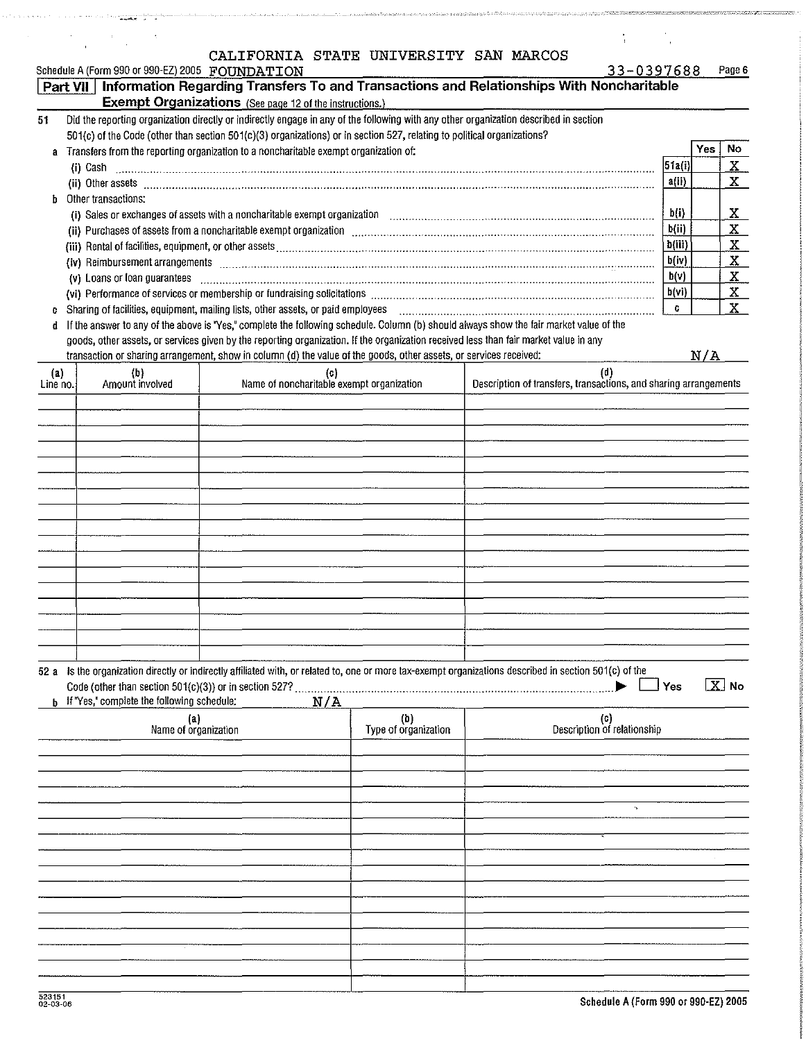CALIFORNIA STATE UNIVERSITY SAN MARCOS

Schedule A (Form 990 or 990-EZ) 2005 FOUNDATION 33-0397688 Page 6

## Part VII Information Regarding Transfers To and Transactions and Relationships With Noncharitable Exempt Organizations (See page 12 of the instructions.)

51 Did the reporting organization directly or indirectly engage in any of the following with any other organization described in section 501(c) of the Code (other than section 501(c)(3) organizations) or in section 527, relating to political organizations?

| | | Line | Yes | No |
|---|---|---|---|---|
| a | Transfers from the reporting organization to a noncharitable exempt organization of: | | | |
| | (i) Cash | 51a(i) | | X |
| | (ii) Other assets | a(ii) | | X |
| b | Other transactions: | | | |
| | (i) Sales or exchanges of assets with a noncharitable exempt organization | b(i) | | X |
| | (ii) Purchases of assets from a noncharitable exempt organization | b(ii) | | X |
| | (iii) Rental of facilities, equipment, or other assets | b(iii) | | X |
| | (iv) Reimbursement arrangements | b(iv) | | X |
| | (v) Loans or loan guarantees | b(v) | | X |
| | (vi) Performance of services or membership or fundraising solicitations | b(vi) | | X |
| c | Sharing of facilities, equipment, mailing lists, other assets, or paid employees | c | | X |

d If the answer to any of the above is "Yes," complete the following schedule. Column (b) should always show the fair market value of the goods, other assets, or services given by the reporting organization. If the organization received less than fair market value in any transaction or sharing arrangement, show in column (d) the value of the goods, other assets, or services received: N/A

| (a) Line no. | (b) Amount involved | (c) Name of noncharitable exempt organization | (d) Description of transfers, transactions, and sharing arrangements |
|---|---|---|---|
| | | | |

52 a Is the organization directly or indirectly affiliated with, or related to, one or more tax-exempt organizations described in section 501(c) of the Code (other than section 501(c)(3)) or in section 527? ☐ Yes [X] No

b If "Yes," complete the following schedule: N/A

| (a) Name of organization | (b) Type of organization | (c) Description of relationship |
|---|---|---|
| | | |

523151 02-03-06

Schedule A (Form 990 or 990-EZ) 2005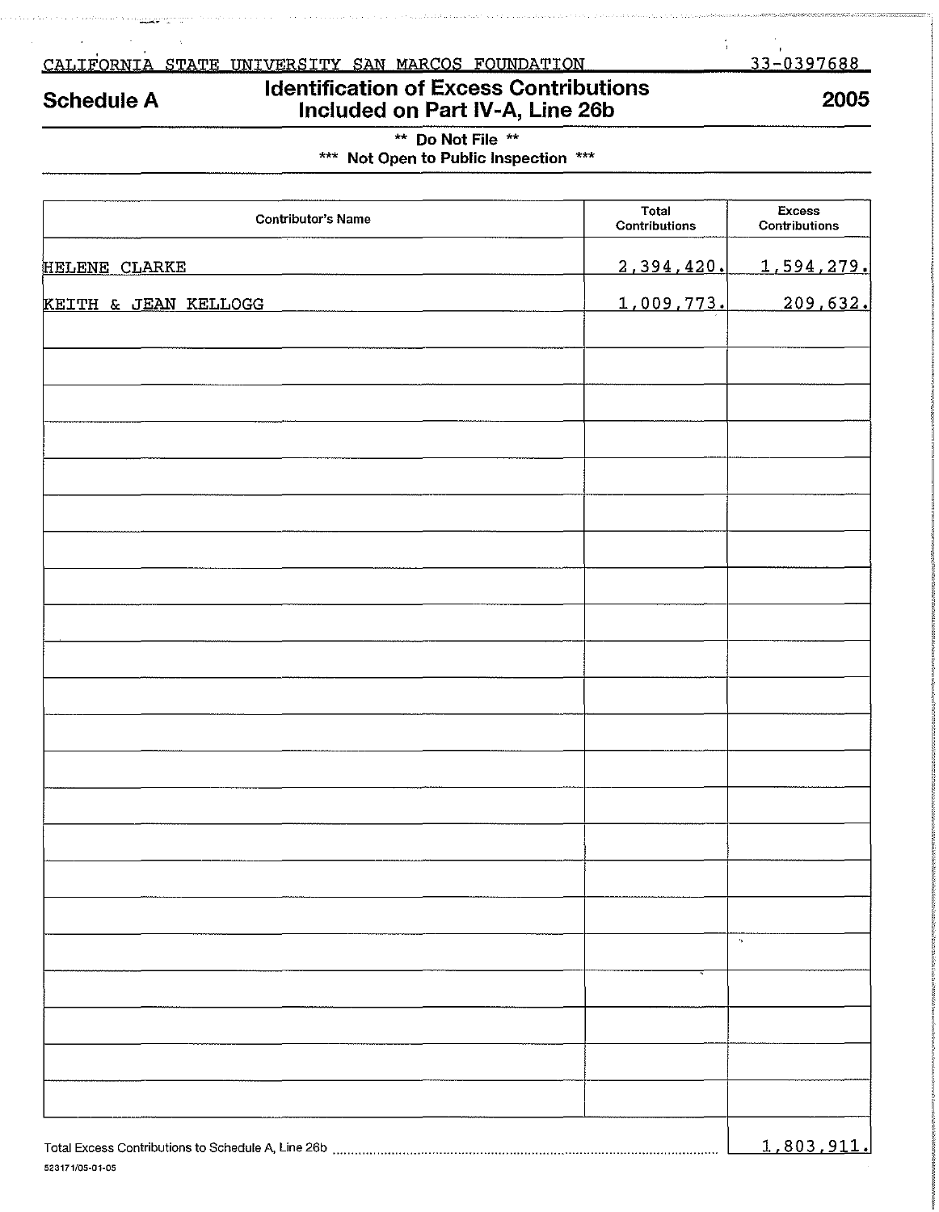CALIFORNIA STATE UNIVERSITY SAN MARCOS FOUNDATION 33-0397688

## Schedule A — Identification of Excess Contributions Included on Part IV-A, Line 26b — 2005

** Do Not File **

*** Not Open to Public Inspection ***

| Contributor's Name | Total Contributions | Excess Contributions |
|---|---|---|
| HELENE CLARKE | 2,394,420. | 1,594,279. |
| KEITH & JEAN KELLOGG | 1,009,773. | 209,632. |

Total Excess Contributions to Schedule A, Line 26b ..... 1,803,911.

523171/05-01-05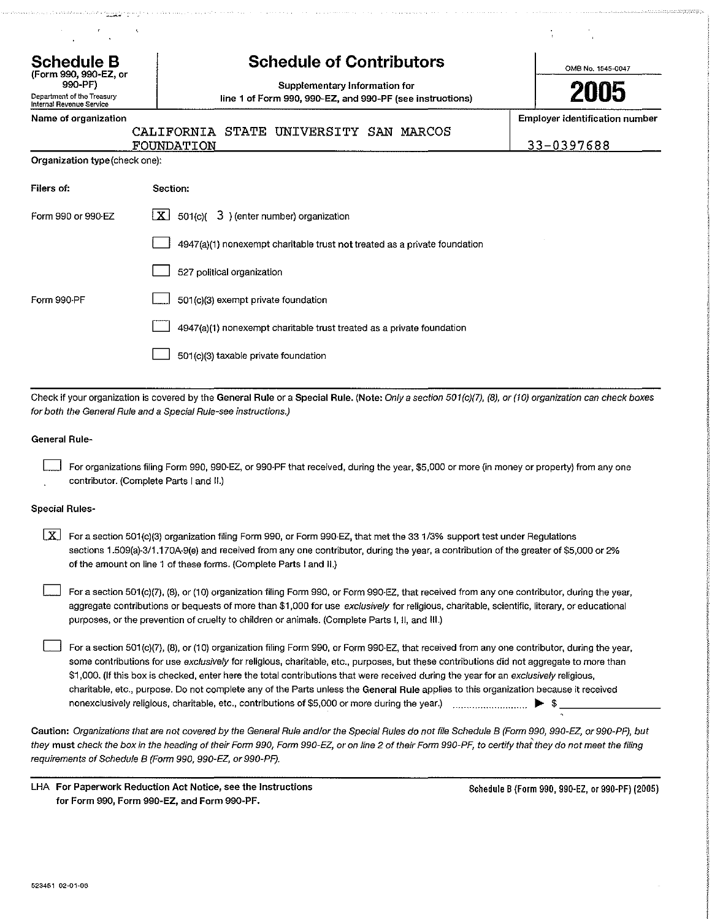# Schedule B

(Form 990, 990-EZ, or 990-PF)

Department of the Treasury
Internal Revenue Service

## Schedule of Contributors

**Supplementary Information for line 1 of Form 990, 990-EZ, and 990-PF (see instructions)**

OMB No. 1545-0047

**2005**

**Name of organization**
CALIFORNIA STATE UNIVERSITY SAN MARCOS FOUNDATION

**Employer identification number**
33-0397688

**Organization type** (check one):

| Filers of: | Section: |
|---|---|
| Form 990 or 990-EZ | [X] 501(c)( 3 ) (enter number) organization |
| | [ ] 4947(a)(1) nonexempt charitable trust **not** treated as a private foundation |
| | [ ] 527 political organization |
| Form 990-PF | [ ] 501(c)(3) exempt private foundation |
| | [ ] 4947(a)(1) nonexempt charitable trust treated as a private foundation |
| | [ ] 501(c)(3) taxable private foundation |

Check if your organization is covered by the **General Rule** or a **Special Rule.** (**Note:** *Only a section 501(c)(7), (8), or (10) organization can check boxes for both the General Rule and a Special Rule-see instructions.)*

**General Rule-**

[ ] For organizations filing Form 990, 990-EZ, or 990-PF that received, during the year, $5,000 or more (in money or property) from any one contributor. (Complete Parts I and II.)

**Special Rules-**

[X] For a section 501(c)(3) organization filing Form 990, or Form 990-EZ, that met the 33 1/3% support test under Regulations sections 1.509(a)-3/1.170A-9(e) and received from any one contributor, during the year, a contribution of the greater of $5,000 or 2% of the amount on line 1 of these forms. (Complete Parts I and II.)

[ ] For a section 501(c)(7), (8), or (10) organization filing Form 990, or Form 990-EZ, that received from any one contributor, during the year, aggregate contributions or bequests of more than $1,000 for use *exclusively* for religious, charitable, scientific, literary, or educational purposes, or the prevention of cruelty to children or animals. (Complete Parts I, II, and III.)

[ ] For a section 501(c)(7), (8), or (10) organization filing Form 990, or Form 990-EZ, that received from any one contributor, during the year, some contributions for use *exclusively* for religious, charitable, etc., purposes, but these contributions did not aggregate to more than $1,000. (If this box is checked, enter here the total contributions that were received during the year for an *exclusively* religious, charitable, etc., purpose. Do not complete any of the Parts unless the **General Rule** applies to this organization because it received nonexclusively religious, charitable, etc., contributions of $5,000 or more during the year.) ▶ $ ______

**Caution:** *Organizations that are not covered by the General Rule and/or the Special Rules do not file Schedule B (Form 990, 990-EZ, or 990-PF), but they* **must** *check the box in the heading of their Form 990, Form 990-EZ, or on line 2 of their Form 990-PF, to certify that they do not meet the filing requirements of Schedule B (Form 990, 990-EZ, or 990-PF).*

LHA **For Paperwork Reduction Act Notice, see the Instructions for Form 990, Form 990-EZ, and Form 990-PF.**

**Schedule B (Form 990, 990-EZ, or 990-PF) (2005)**

523451 02-01-06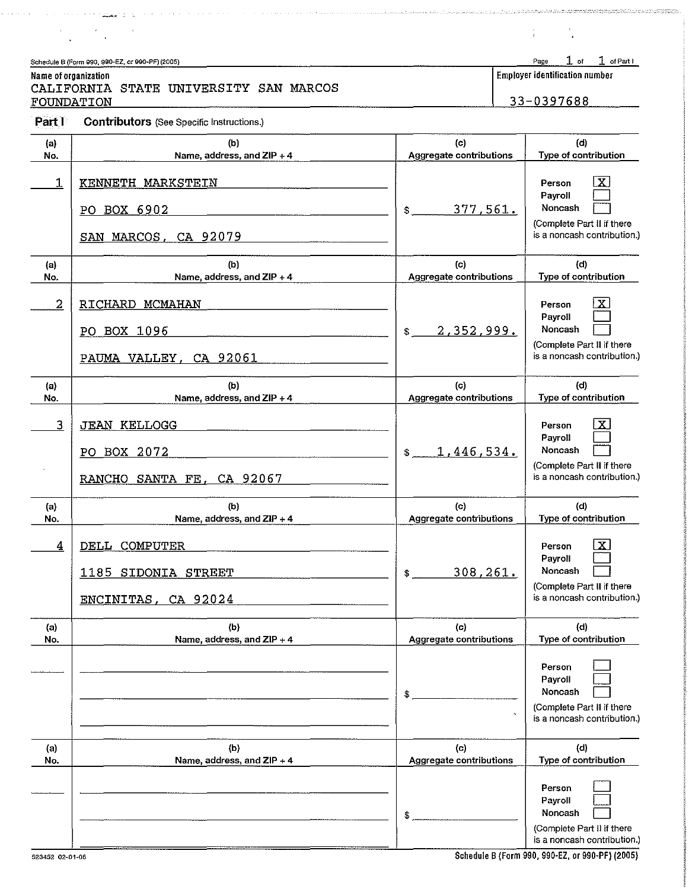Schedule B (Form 990, 990-EZ, or 990-PF) (2005)

Page 1 of 1 of Part I

**Name of organization**
CALIFORNIA STATE UNIVERSITY SAN MARCOS FOUNDATION

**Employer identification number**
33-0397688

**Part I** **Contributors** (See Specific Instructions.)

| (a) No. | (b) Name, address, and ZIP + 4 | (c) Aggregate contributions | (d) Type of contribution |
|---|---|---|---|
| 1 | KENNETH MARKSTEIN<br>PO BOX 6902<br>SAN MARCOS, CA 92079 | $ 377,561. | Person [X]<br>Payroll [ ]<br>Noncash [ ]<br>(Complete Part II if there is a noncash contribution.) |
| 2 | RICHARD MCMAHAN<br>PO BOX 1096<br>PAUMA VALLEY, CA 92061 | $ 2,352,999. | Person [X]<br>Payroll [ ]<br>Noncash [ ]<br>(Complete Part II if there is a noncash contribution.) |
| 3 | JEAN KELLOGG<br>PO BOX 2072<br>RANCHO SANTA FE, CA 92067 | $ 1,446,534. | Person [X]<br>Payroll [ ]<br>Noncash [ ]<br>(Complete Part II if there is a noncash contribution.) |
| 4 | DELL COMPUTER<br>1185 SIDONIA STREET<br>ENCINITAS, CA 92024 | $ 308,261. | Person [X]<br>Payroll [ ]<br>Noncash [ ]<br>(Complete Part II if there is a noncash contribution.) |
| | | $ | Person [ ]<br>Payroll [ ]<br>Noncash [ ]<br>(Complete Part II if there is a noncash contribution.) |
| | | $ | Person [ ]<br>Payroll [ ]<br>Noncash [ ]<br>(Complete Part II if there is a noncash contribution.) |

523452 02-01-06

Schedule B (Form 990, 990-EZ, or 990-PF) (2005)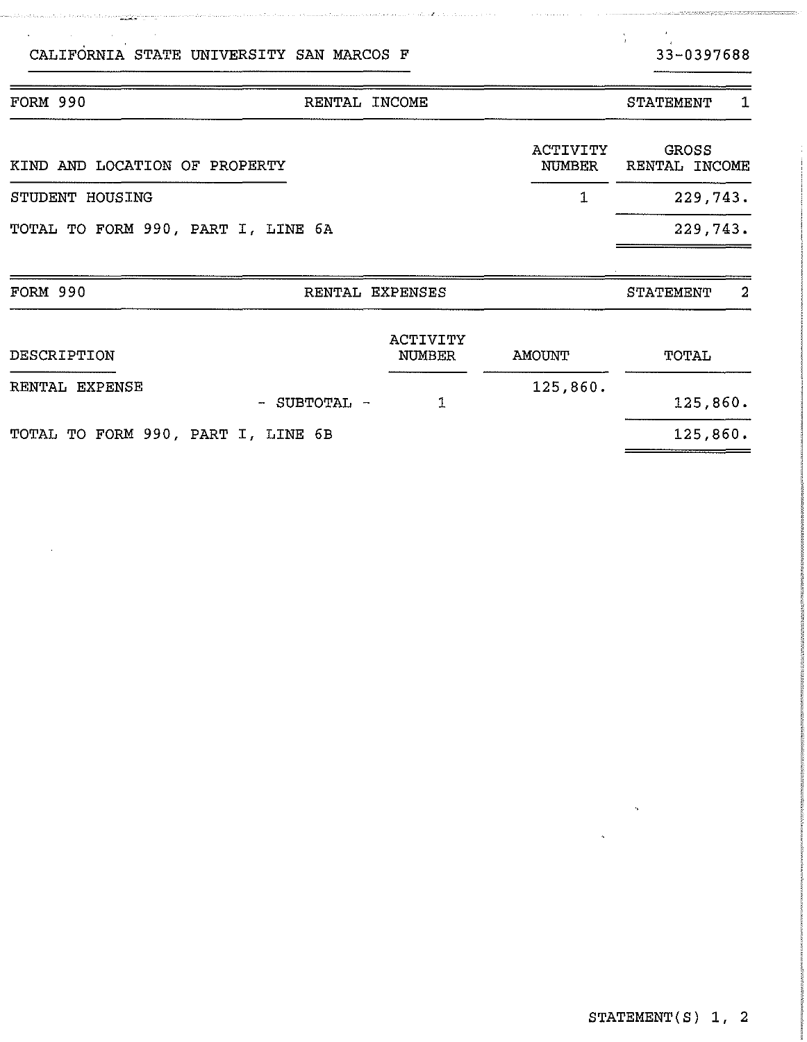CALIFORNIA STATE UNIVERSITY SAN MARCOS F 33-0397688

| FORM 990 | RENTAL INCOME | STATEMENT 1 |
|---|---|---|

| KIND AND LOCATION OF PROPERTY | ACTIVITY NUMBER | GROSS RENTAL INCOME |
|---|---|---|
| STUDENT HOUSING | 1 | 229,743. |
| TOTAL TO FORM 990, PART I, LINE 6A | | 229,743. |

| FORM 990 | RENTAL EXPENSES | STATEMENT 2 |
|---|---|---|

| DESCRIPTION | ACTIVITY NUMBER | AMOUNT | TOTAL |
|---|---|---|---|
| RENTAL EXPENSE | | 125,860. | |
| - SUBTOTAL - | 1 | | 125,860. |
| TOTAL TO FORM 990, PART I, LINE 6B | | | 125,860. |

STATEMENT(S) 1, 2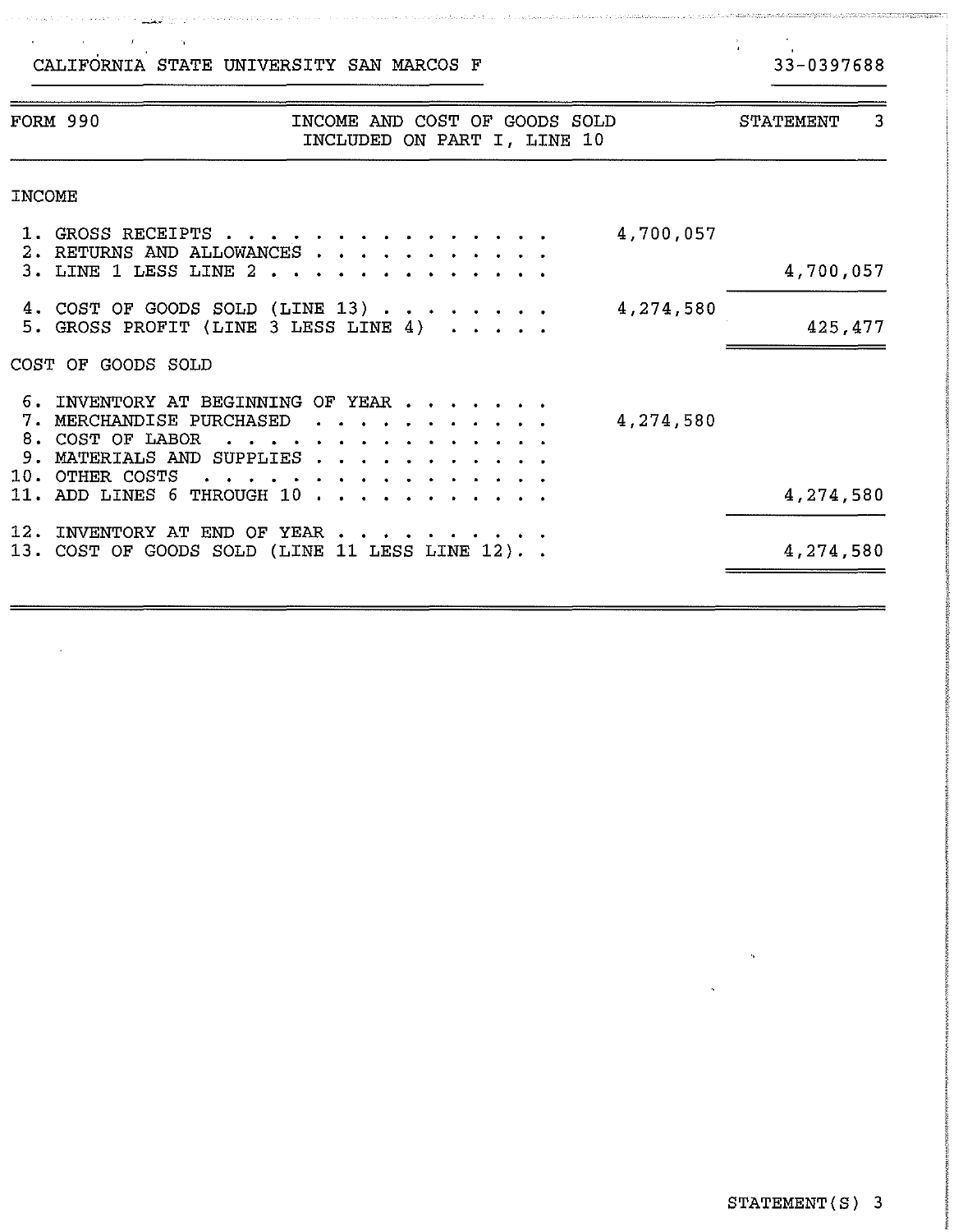CALIFORNIA STATE UNIVERSITY SAN MARCOS F — 33-0397688

| FORM 990 | INCOME AND COST OF GOODS SOLD INCLUDED ON PART I, LINE 10 | STATEMENT 3 |
|---|---|---|

INCOME

| | | |
|---|---|---|
| 1. GROSS RECEIPTS | 4,700,057 | |
| 2. RETURNS AND ALLOWANCES | | |
| 3. LINE 1 LESS LINE 2 | | 4,700,057 |
| 4. COST OF GOODS SOLD (LINE 13) | 4,274,580 | |
| 5. GROSS PROFIT (LINE 3 LESS LINE 4) | | 425,477 |

COST OF GOODS SOLD

| | | |
|---|---|---|
| 6. INVENTORY AT BEGINNING OF YEAR | | |
| 7. MERCHANDISE PURCHASED | 4,274,580 | |
| 8. COST OF LABOR | | |
| 9. MATERIALS AND SUPPLIES | | |
| 10. OTHER COSTS | | |
| 11. ADD LINES 6 THROUGH 10 | | 4,274,580 |
| 12. INVENTORY AT END OF YEAR | | |
| 13. COST OF GOODS SOLD (LINE 11 LESS LINE 12) | | 4,274,580 |

STATEMENT(S) 3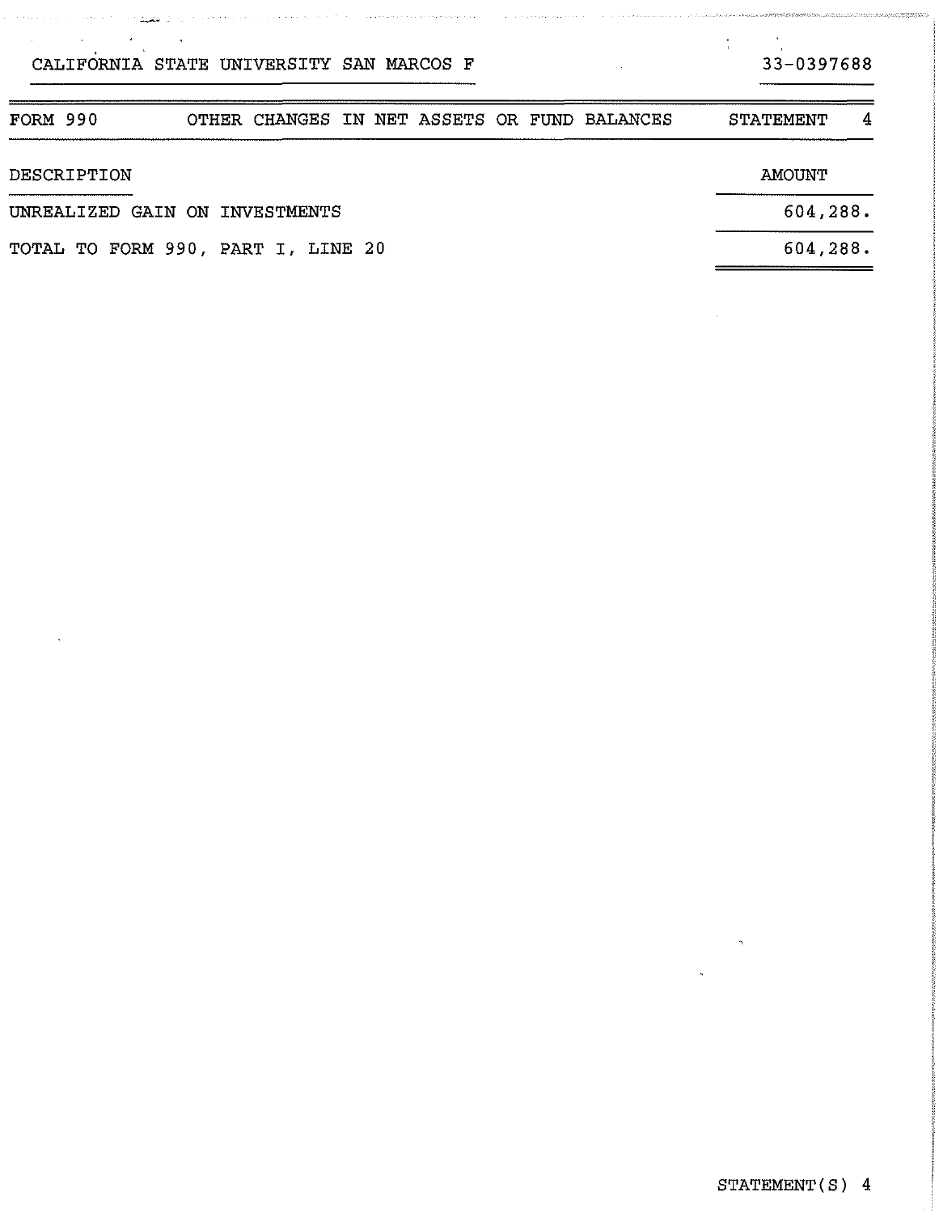CALIFORNIA STATE UNIVERSITY SAN MARCOS F — 33-0397688

| FORM 990 | OTHER CHANGES IN NET ASSETS OR FUND BALANCES | STATEMENT 4 |
|---|---|---|

| DESCRIPTION | AMOUNT |
|---|---|
| UNREALIZED GAIN ON INVESTMENTS | 604,288. |
| TOTAL TO FORM 990, PART I, LINE 20 | 604,288. |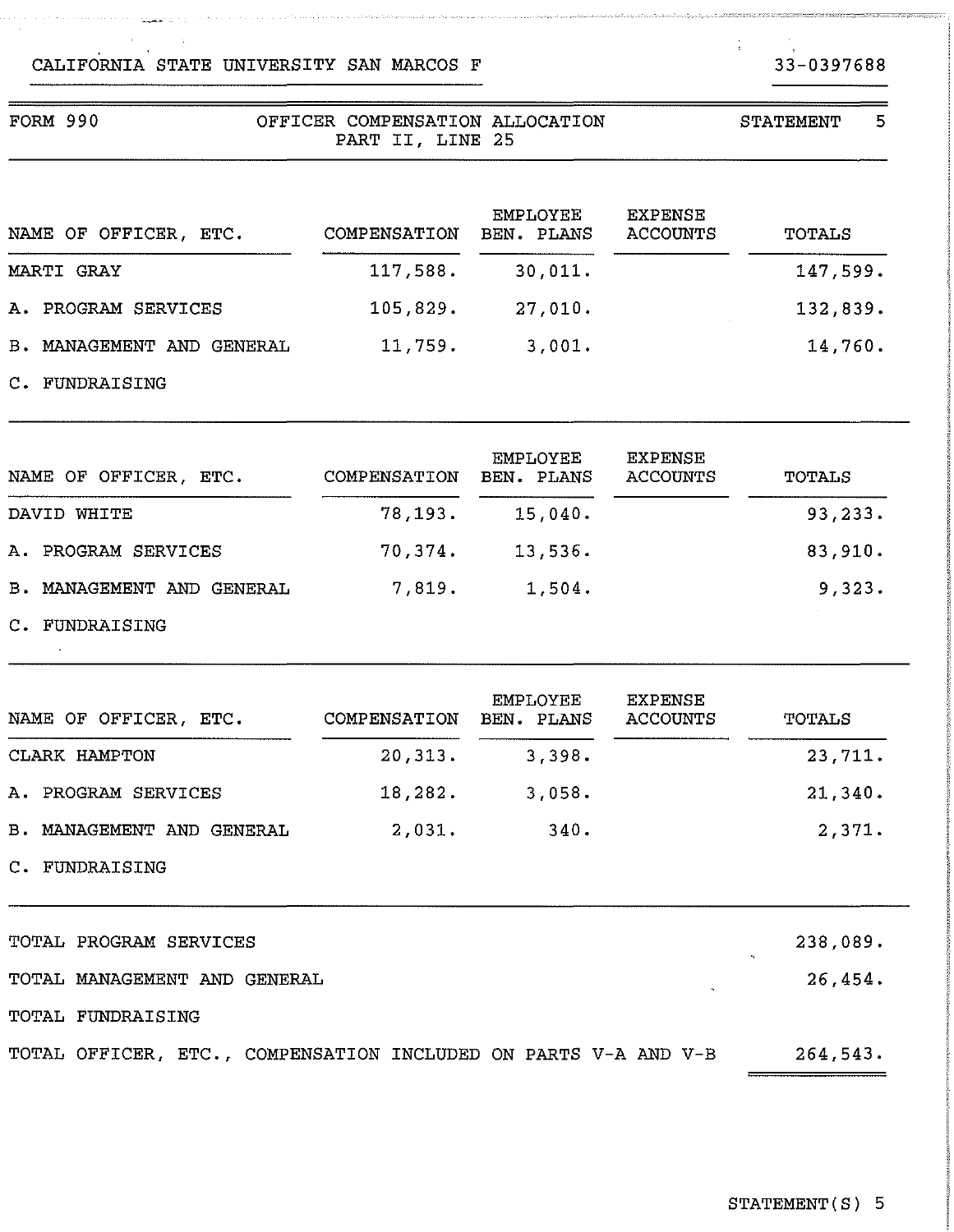CALIFORNIA STATE UNIVERSITY SAN MARCOS F — 33-0397688

FORM 990 — OFFICER COMPENSATION ALLOCATION PART II, LINE 25 — STATEMENT 5

| NAME OF OFFICER, ETC. | COMPENSATION | EMPLOYEE BEN. PLANS | EXPENSE ACCOUNTS | TOTALS |
|---|---|---|---|---|
| MARTI GRAY | 117,588. | 30,011. | | 147,599. |
| A. PROGRAM SERVICES | 105,829. | 27,010. | | 132,839. |
| B. MANAGEMENT AND GENERAL | 11,759. | 3,001. | | 14,760. |
| C. FUNDRAISING | | | | |

| NAME OF OFFICER, ETC. | COMPENSATION | EMPLOYEE BEN. PLANS | EXPENSE ACCOUNTS | TOTALS |
|---|---|---|---|---|
| DAVID WHITE | 78,193. | 15,040. | | 93,233. |
| A. PROGRAM SERVICES | 70,374. | 13,536. | | 83,910. |
| B. MANAGEMENT AND GENERAL | 7,819. | 1,504. | | 9,323. |
| C. FUNDRAISING | | | | |

| NAME OF OFFICER, ETC. | COMPENSATION | EMPLOYEE BEN. PLANS | EXPENSE ACCOUNTS | TOTALS |
|---|---|---|---|---|
| CLARK HAMPTON | 20,313. | 3,398. | | 23,711. |
| A. PROGRAM SERVICES | 18,282. | 3,058. | | 21,340. |
| B. MANAGEMENT AND GENERAL | 2,031. | 340. | | 2,371. |
| C. FUNDRAISING | | | | |

| | |
|---|---|
| TOTAL PROGRAM SERVICES | 238,089. |
| TOTAL MANAGEMENT AND GENERAL | 26,454. |
| TOTAL FUNDRAISING | |
| TOTAL OFFICER, ETC., COMPENSATION INCLUDED ON PARTS V-A AND V-B | 264,543. |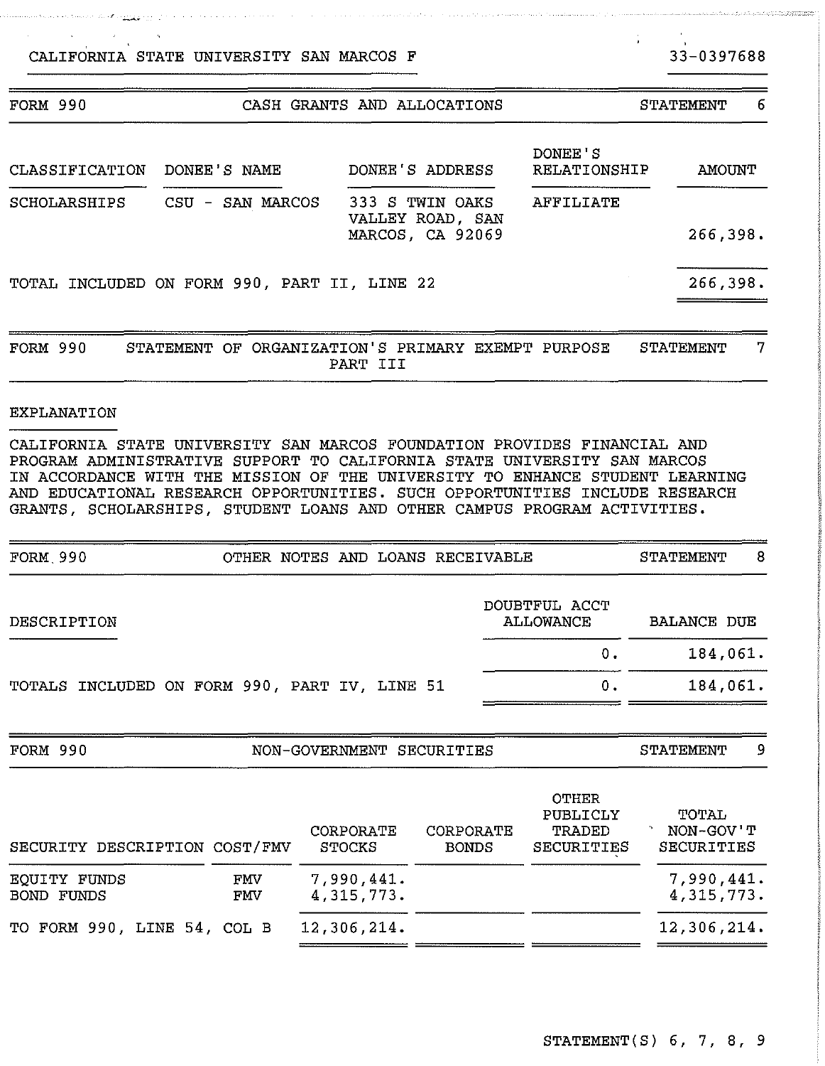CALIFORNIA STATE UNIVERSITY SAN MARCOS F — 33-0397688

## FORM 990 — CASH GRANTS AND ALLOCATIONS — STATEMENT 6

| CLASSIFICATION | DONEE'S NAME | DONEE'S ADDRESS | DONEE'S RELATIONSHIP | AMOUNT |
|---|---|---|---|---|
| SCHOLARSHIPS | CSU - SAN MARCOS | 333 S TWIN OAKS VALLEY ROAD, SAN MARCOS, CA 92069 | AFFILIATE | 266,398. |
| TOTAL INCLUDED ON FORM 990, PART II, LINE 22 | | | | 266,398. |

## FORM 990 — STATEMENT OF ORGANIZATION'S PRIMARY EXEMPT PURPOSE PART III — STATEMENT 7

EXPLANATION

CALIFORNIA STATE UNIVERSITY SAN MARCOS FOUNDATION PROVIDES FINANCIAL AND PROGRAM ADMINISTRATIVE SUPPORT TO CALIFORNIA STATE UNIVERSITY SAN MARCOS IN ACCORDANCE WITH THE MISSION OF THE UNIVERSITY TO ENHANCE STUDENT LEARNING AND EDUCATIONAL RESEARCH OPPORTUNITIES. SUCH OPPORTUNITIES INCLUDE RESEARCH GRANTS, SCHOLARSHIPS, STUDENT LOANS AND OTHER CAMPUS PROGRAM ACTIVITIES.

## FORM 990 — OTHER NOTES AND LOANS RECEIVABLE — STATEMENT 8

| DESCRIPTION | DOUBTFUL ACCT ALLOWANCE | BALANCE DUE |
|---|---|---|
| | 0. | 184,061. |
| TOTALS INCLUDED ON FORM 990, PART IV, LINE 51 | 0. | 184,061. |

## FORM 990 — NON-GOVERNMENT SECURITIES — STATEMENT 9

| SECURITY DESCRIPTION | COST/FMV | CORPORATE STOCKS | CORPORATE BONDS | OTHER PUBLICLY TRADED SECURITIES | TOTAL NON-GOV'T SECURITIES |
|---|---|---|---|---|---|
| EQUITY FUNDS | FMV | 7,990,441. | | | 7,990,441. |
| BOND FUNDS | FMV | 4,315,773. | | | 4,315,773. |
| TO FORM 990, LINE 54, COL B | | 12,306,214. | | | 12,306,214. |

STATEMENT(S) 6, 7, 8, 9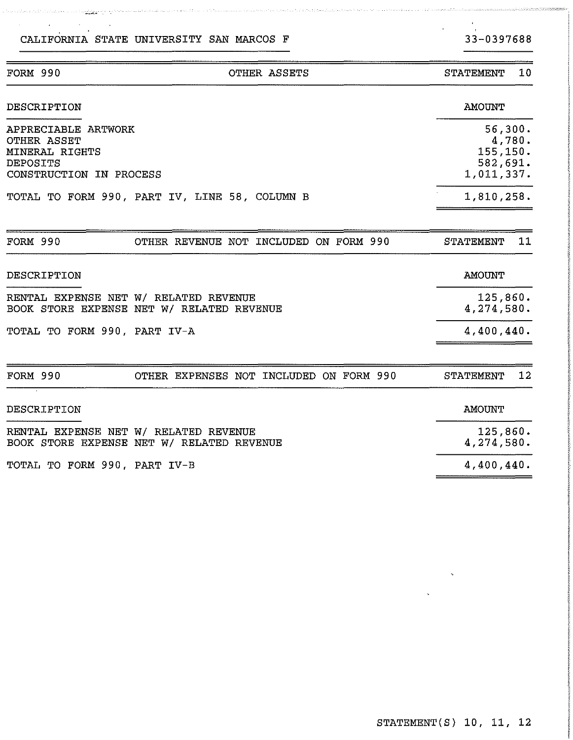CALIFORNIA STATE UNIVERSITY SAN MARCOS F | 33-0397688

| FORM 990 | OTHER ASSETS | STATEMENT 10 |
|---|---|---|

| DESCRIPTION | AMOUNT |
|---|---|
| APPRECIABLE ARTWORK | 56,300. |
| OTHER ASSET | 4,780. |
| MINERAL RIGHTS | 155,150. |
| DEPOSITS | 582,691. |
| CONSTRUCTION IN PROCESS | 1,011,337. |
| TOTAL TO FORM 990, PART IV, LINE 58, COLUMN B | 1,810,258. |

| FORM 990 | OTHER REVENUE NOT INCLUDED ON FORM 990 | STATEMENT 11 |
|---|---|---|

| DESCRIPTION | AMOUNT |
|---|---|
| RENTAL EXPENSE NET W/ RELATED REVENUE | 125,860. |
| BOOK STORE EXPENSE NET W/ RELATED REVENUE | 4,274,580. |
| TOTAL TO FORM 990, PART IV-A | 4,400,440. |

| FORM 990 | OTHER EXPENSES NOT INCLUDED ON FORM 990 | STATEMENT 12 |
|---|---|---|

| DESCRIPTION | AMOUNT |
|---|---|
| RENTAL EXPENSE NET W/ RELATED REVENUE | 125,860. |
| BOOK STORE EXPENSE NET W/ RELATED REVENUE | 4,274,580. |
| TOTAL TO FORM 990, PART IV-B | 4,400,440. |

STATEMENT(S) 10, 11, 12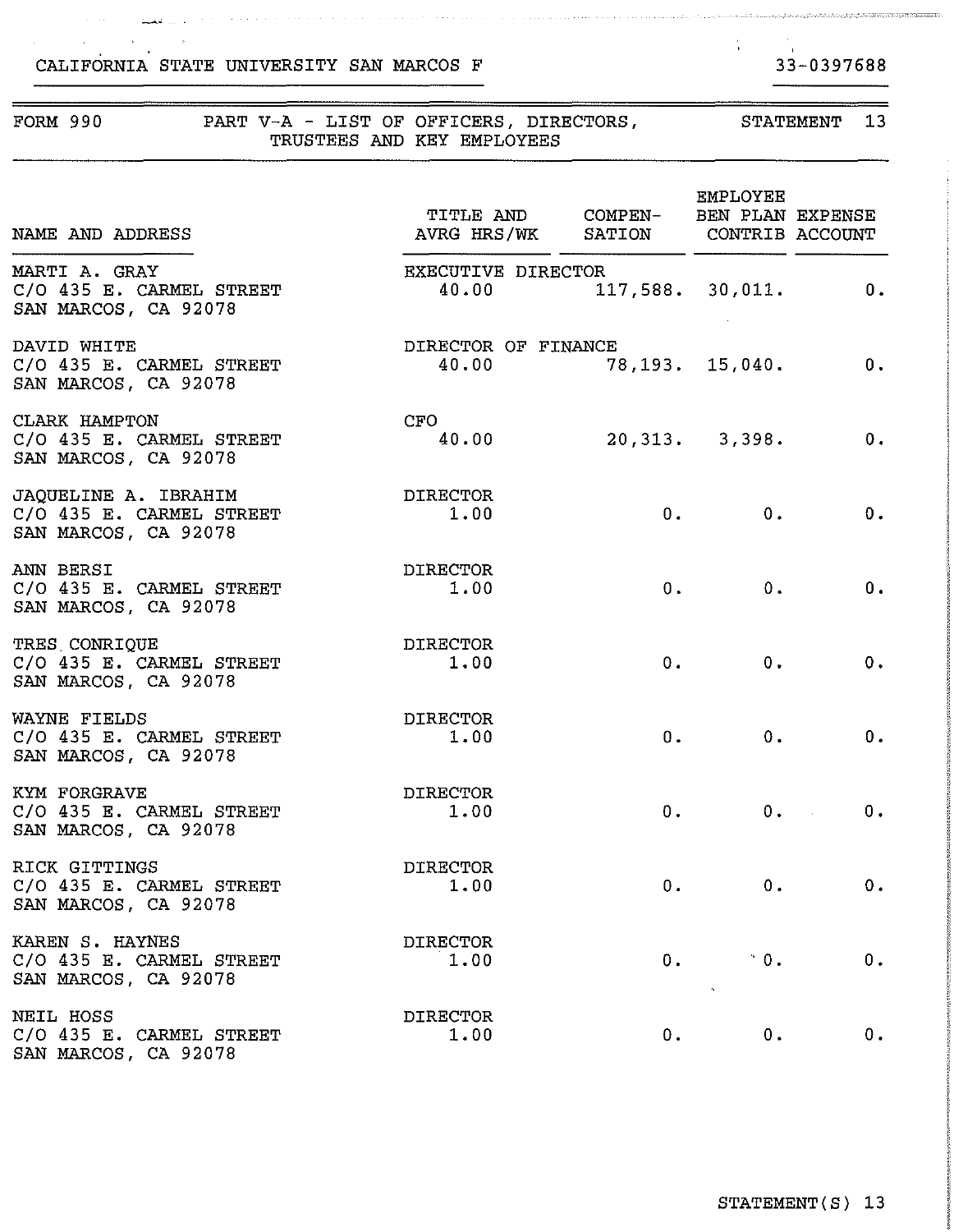CALIFORNIA STATE UNIVERSITY SAN MARCOS F — 33-0397688

FORM 990 — PART V-A - LIST OF OFFICERS, DIRECTORS, TRUSTEES AND KEY EMPLOYEES — STATEMENT 13

| NAME AND ADDRESS | TITLE AND AVRG HRS/WK | COMPEN- SATION | EMPLOYEE BEN PLAN CONTRIB | EXPENSE ACCOUNT |
|---|---|---|---|---|
| MARTI A. GRAY<br>C/O 435 E. CARMEL STREET<br>SAN MARCOS, CA 92078 | EXECUTIVE DIRECTOR<br>40.00 | 117,588. | 30,011. | 0. |
| DAVID WHITE<br>C/O 435 E. CARMEL STREET<br>SAN MARCOS, CA 92078 | DIRECTOR OF FINANCE<br>40.00 | 78,193. | 15,040. | 0. |
| CLARK HAMPTON<br>C/O 435 E. CARMEL STREET<br>SAN MARCOS, CA 92078 | CFO<br>40.00 | 20,313. | 3,398. | 0. |
| JAQUELINE A. IBRAHIM<br>C/O 435 E. CARMEL STREET<br>SAN MARCOS, CA 92078 | DIRECTOR<br>1.00 | 0. | 0. | 0. |
| ANN BERSI<br>C/O 435 E. CARMEL STREET<br>SAN MARCOS, CA 92078 | DIRECTOR<br>1.00 | 0. | 0. | 0. |
| TRES CONRIQUE<br>C/O 435 E. CARMEL STREET<br>SAN MARCOS, CA 92078 | DIRECTOR<br>1.00 | 0. | 0. | 0. |
| WAYNE FIELDS<br>C/O 435 E. CARMEL STREET<br>SAN MARCOS, CA 92078 | DIRECTOR<br>1.00 | 0. | 0. | 0. |
| KYM FORGRAVE<br>C/O 435 E. CARMEL STREET<br>SAN MARCOS, CA 92078 | DIRECTOR<br>1.00 | 0. | 0. | 0. |
| RICK GITTINGS<br>C/O 435 E. CARMEL STREET<br>SAN MARCOS, CA 92078 | DIRECTOR<br>1.00 | 0. | 0. | 0. |
| KAREN S. HAYNES<br>C/O 435 E. CARMEL STREET<br>SAN MARCOS, CA 92078 | DIRECTOR<br>1.00 | 0. | 0. | 0. |
| NEIL HOSS<br>C/O 435 E. CARMEL STREET<br>SAN MARCOS, CA 92078 | DIRECTOR<br>1.00 | 0. | 0. | 0. |

STATEMENT(S) 13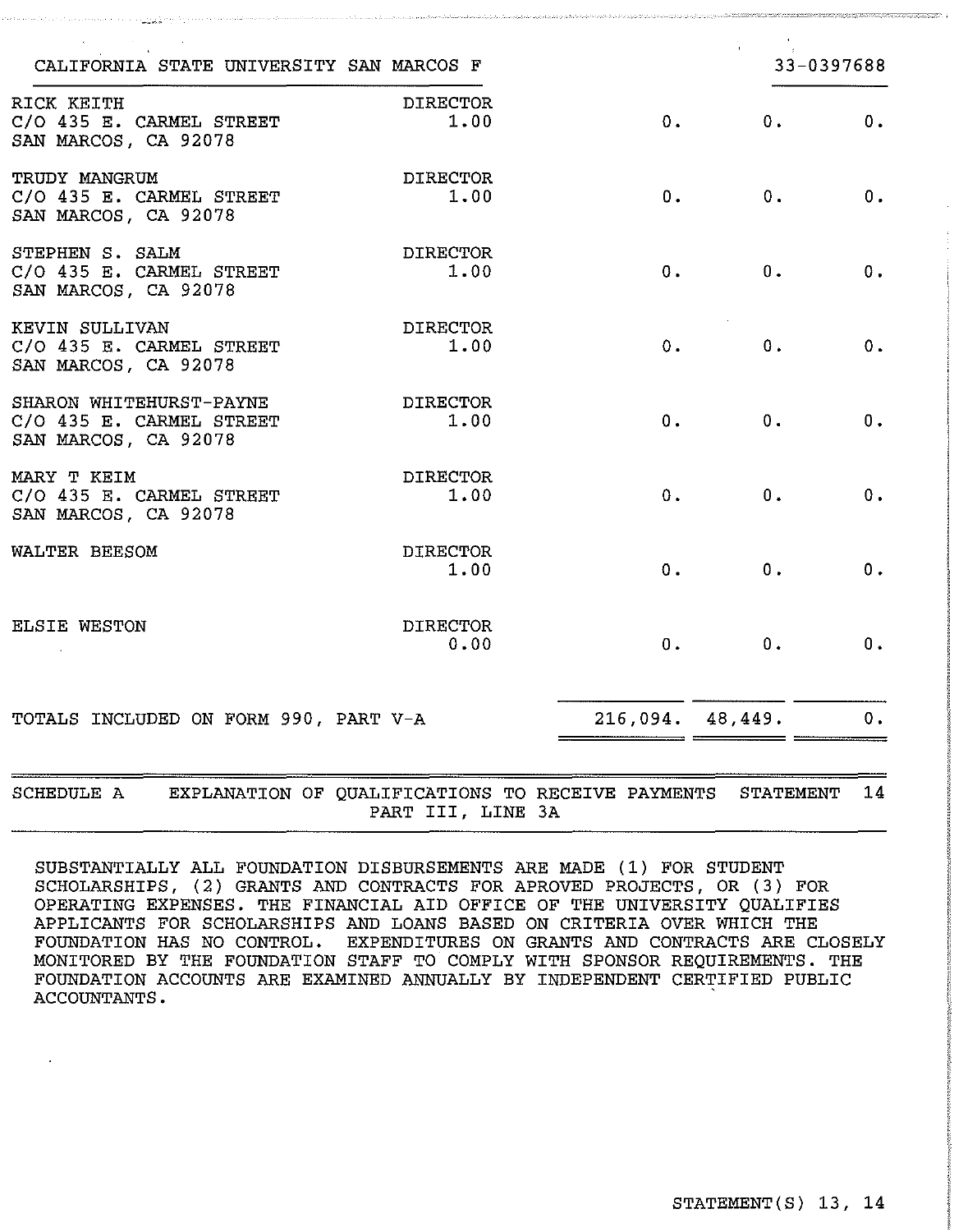CALIFORNIA STATE UNIVERSITY SAN MARCOS F 33-0397688

| | | | | |
|---|---|---|---|---|
| RICK KEITH<br>C/O 435 E. CARMEL STREET<br>SAN MARCOS, CA 92078 | DIRECTOR<br>1.00 | 0. | 0. | 0. |
| TRUDY MANGRUM<br>C/O 435 E. CARMEL STREET<br>SAN MARCOS, CA 92078 | DIRECTOR<br>1.00 | 0. | 0. | 0. |
| STEPHEN S. SALM<br>C/O 435 E. CARMEL STREET<br>SAN MARCOS, CA 92078 | DIRECTOR<br>1.00 | 0. | 0. | 0. |
| KEVIN SULLIVAN<br>C/O 435 E. CARMEL STREET<br>SAN MARCOS, CA 92078 | DIRECTOR<br>1.00 | 0. | 0. | 0. |
| SHARON WHITEHURST-PAYNE<br>C/O 435 E. CARMEL STREET<br>SAN MARCOS, CA 92078 | DIRECTOR<br>1.00 | 0. | 0. | 0. |
| MARY T KEIM<br>C/O 435 E. CARMEL STREET<br>SAN MARCOS, CA 92078 | DIRECTOR<br>1.00 | 0. | 0. | 0. |
| WALTER BEESOM | DIRECTOR<br>1.00 | 0. | 0. | 0. |
| ELSIE WESTON | DIRECTOR<br>0.00 | 0. | 0. | 0. |
| TOTALS INCLUDED ON FORM 990, PART V-A | | 216,094. | 48,449. | 0. |

SCHEDULE A EXPLANATION OF QUALIFICATIONS TO RECEIVE PAYMENTS PART III, LINE 3A — STATEMENT 14

SUBSTANTIALLY ALL FOUNDATION DISBURSEMENTS ARE MADE (1) FOR STUDENT SCHOLARSHIPS, (2) GRANTS AND CONTRACTS FOR APROVED PROJECTS, OR (3) FOR OPERATING EXPENSES. THE FINANCIAL AID OFFICE OF THE UNIVERSITY QUALIFIES APPLICANTS FOR SCHOLARSHIPS AND LOANS BASED ON CRITERIA OVER WHICH THE FOUNDATION HAS NO CONTROL. EXPENDITURES ON GRANTS AND CONTRACTS ARE CLOSELY MONITORED BY THE FOUNDATION STAFF TO COMPLY WITH SPONSOR REQUIREMENTS. THE FOUNDATION ACCOUNTS ARE EXAMINED ANNUALLY BY INDEPENDENT CERTIFIED PUBLIC ACCOUNTANTS.

STATEMENT(S) 13, 14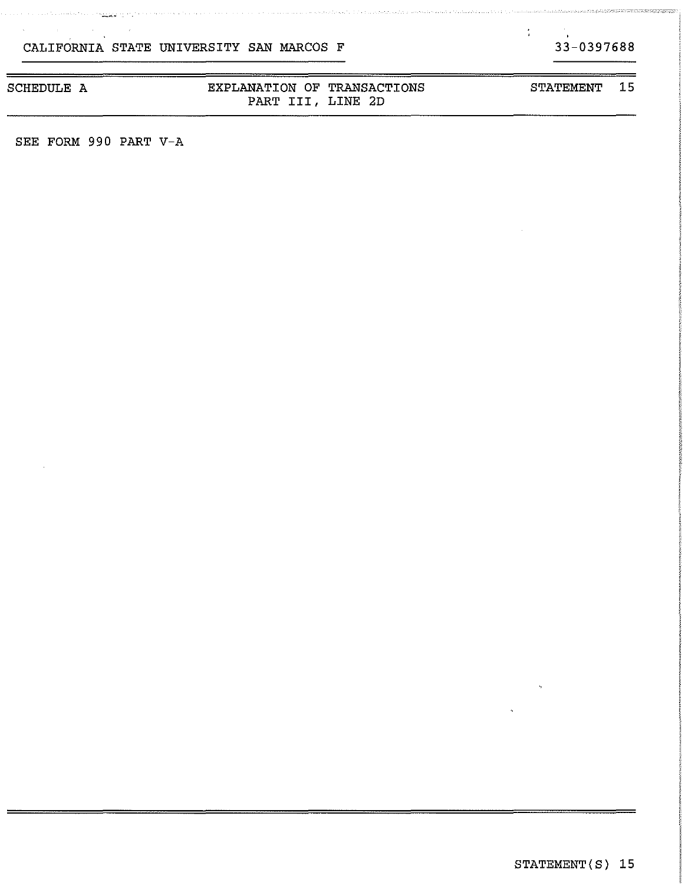CALIFORNIA STATE UNIVERSITY SAN MARCOS F — 33-0397688

| SCHEDULE A | EXPLANATION OF TRANSACTIONS<br>PART III, LINE 2D | STATEMENT 15 |
|---|---|---|

SEE FORM 990 PART V-A